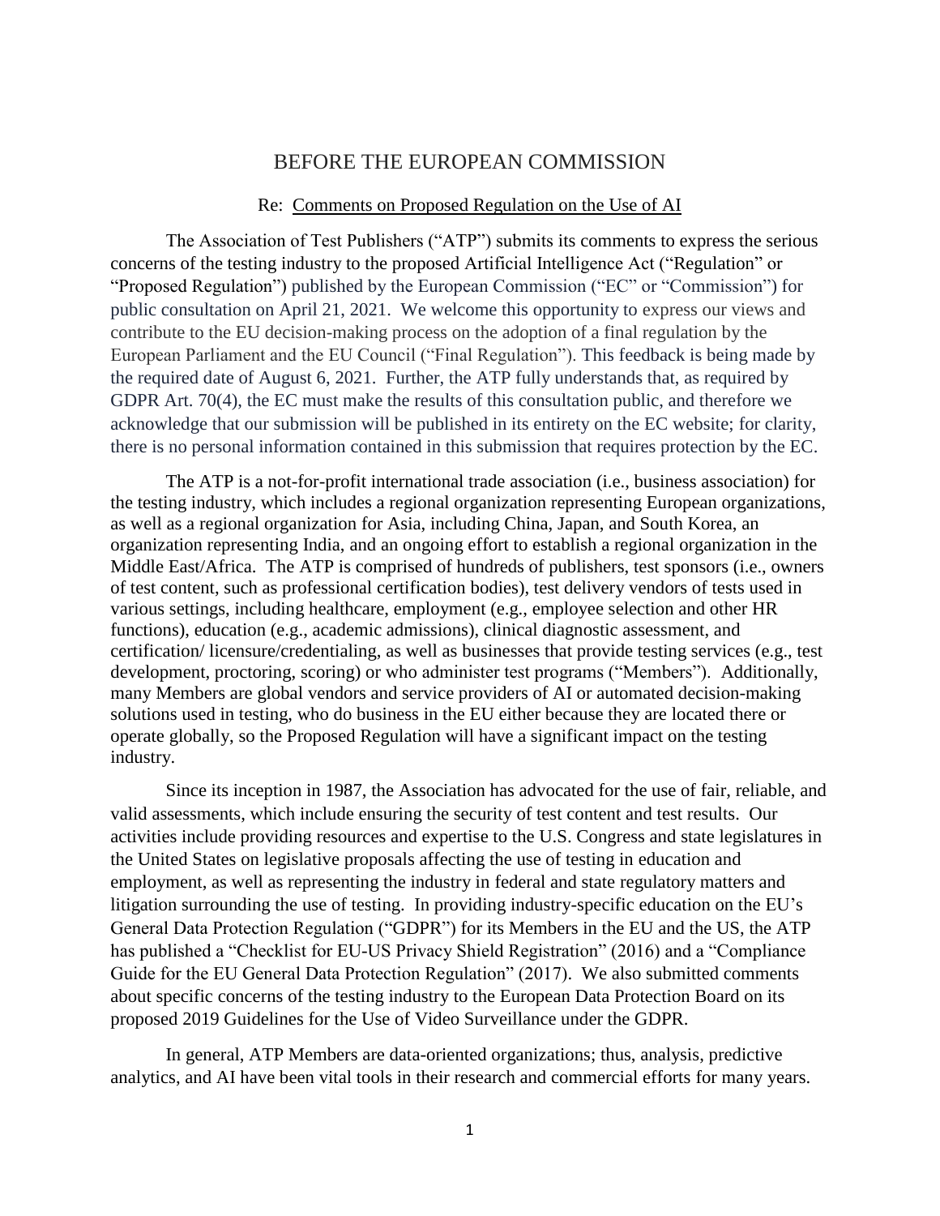# BEFORE THE EUROPEAN COMMISSION

Re: Comments on Proposed Regulation on the Use of AI

The Association of Test Publishers ("ATP") submits its comments to express the serious concerns of the testing industry to the proposed Artificial Intelligence Act ("Regulation" or "Proposed Regulation") published by the European Commission ("EC" or "Commission") for public consultation on April 21, 2021. We welcome this opportunity to express our views and contribute to the EU decision-making process on the adoption of a final regulation by the European Parliament and the EU Council ("Final Regulation"). This feedback is being made by the required date of August 6, 2021. Further, the ATP fully understands that, as required by GDPR Art. 70(4), the EC must make the results of this consultation public, and therefore we acknowledge that our submission will be published in its entirety on the EC website; for clarity, there is no personal information contained in this submission that requires protection by the EC.

The ATP is a not-for-profit international trade association (i.e., business association) for the testing industry, which includes a regional organization representing European organizations, as well as a regional organization for Asia, including China, Japan, and South Korea, an organization representing India, and an ongoing effort to establish a regional organization in the Middle East/Africa. The ATP is comprised of hundreds of publishers, test sponsors (i.e., owners of test content, such as professional certification bodies), test delivery vendors of tests used in various settings, including healthcare, employment (e.g., employee selection and other HR functions), education (e.g., academic admissions), clinical diagnostic assessment, and certification/ licensure/credentialing, as well as businesses that provide testing services (e.g., test development, proctoring, scoring) or who administer test programs ("Members"). Additionally, many Members are global vendors and service providers of AI or automated decision-making solutions used in testing, who do business in the EU either because they are located there or operate globally, so the Proposed Regulation will have a significant impact on the testing industry.

Since its inception in 1987, the Association has advocated for the use of fair, reliable, and valid assessments, which include ensuring the security of test content and test results. Our activities include providing resources and expertise to the U.S. Congress and state legislatures in the United States on legislative proposals affecting the use of testing in education and employment, as well as representing the industry in federal and state regulatory matters and litigation surrounding the use of testing. In providing industry-specific education on the EU's General Data Protection Regulation ("GDPR") for its Members in the EU and the US, the ATP has published a "Checklist for EU-US Privacy Shield Registration" (2016) and a "Compliance Guide for the EU General Data Protection Regulation" (2017). We also submitted comments about specific concerns of the testing industry to the European Data Protection Board on its proposed 2019 Guidelines for the Use of Video Surveillance under the GDPR.

In general, ATP Members are data-oriented organizations; thus, analysis, predictive analytics, and AI have been vital tools in their research and commercial efforts for many years.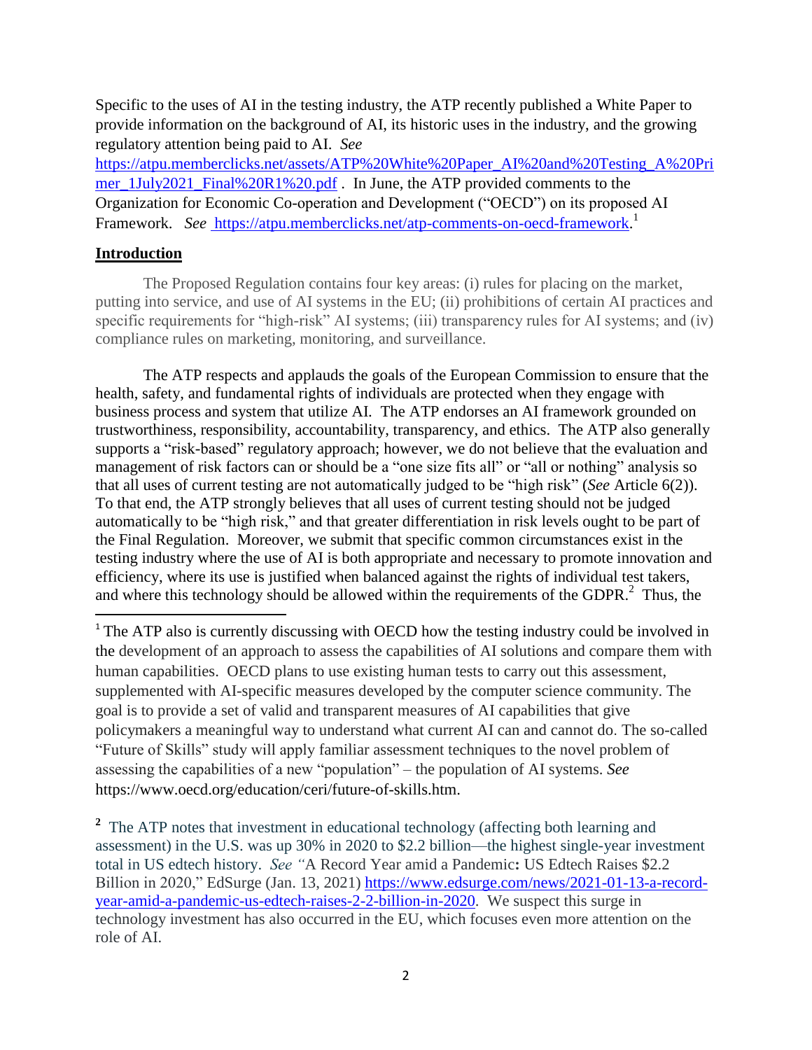Specific to the uses of AI in the testing industry, the ATP recently published a White Paper to provide information on the background of AI, its historic uses in the industry, and the growing regulatory attention being paid to AI. *See* https://atpu.memberclicks.net/assets/ATP%20White%20Paper_AI%20and%20Testing_A%20Primer_1July2021_Final%20R1%20.pdf . In June, the ATP provided comments to the Organization for Economic Co-operation and Development ("OECD") on its proposed AI Framework. *See* https://atpu.memberclicks.net/atp-comments-on-oecd-framework.[1]

## Introduction

The Proposed Regulation contains four key areas: (i) rules for placing on the market, putting into service, and use of AI systems in the EU; (ii) prohibitions of certain AI practices and specific requirements for "high-risk" AI systems; (iii) transparency rules for AI systems; and (iv) compliance rules on marketing, monitoring, and surveillance.

The ATP respects and applauds the goals of the European Commission to ensure that the health, safety, and fundamental rights of individuals are protected when they engage with business process and system that utilize AI. The ATP endorses an AI framework grounded on trustworthiness, responsibility, accountability, transparency, and ethics. The ATP also generally supports a "risk-based" regulatory approach; however, we do not believe that the evaluation and management of risk factors can or should be a "one size fits all" or "all or nothing" analysis so that all uses of current testing are not automatically judged to be "high risk" (*See* Article 6(2)). To that end, the ATP strongly believes that all uses of current testing should not be judged automatically to be "high risk," and that greater differentiation in risk levels ought to be part of the Final Regulation. Moreover, we submit that specific common circumstances exist in the testing industry where the use of AI is both appropriate and necessary to promote innovation and efficiency, where its use is justified when balanced against the rights of individual test takers, and where this technology should be allowed within the requirements of the GDPR.[2] Thus, the

---

[1] The ATP also is currently discussing with OECD how the testing industry could be involved in the development of an approach to assess the capabilities of AI solutions and compare them with human capabilities. OECD plans to use existing human tests to carry out this assessment, supplemented with AI-specific measures developed by the computer science community. The goal is to provide a set of valid and transparent measures of AI capabilities that give policymakers a meaningful way to understand what current AI can and cannot do. The so-called "Future of Skills" study will apply familiar assessment techniques to the novel problem of assessing the capabilities of a new "population" – the population of AI systems. *See* https://www.oecd.org/education/ceri/future-of-skills.htm.

[2] The ATP notes that investment in educational technology (affecting both learning and assessment) in the U.S. was up 30% in 2020 to $2.2 billion—the highest single-year investment total in US edtech history. *See* "A Record Year amid a Pandemic: US Edtech Raises $2.2 Billion in 2020," EdSurge (Jan. 13, 2021) https://www.edsurge.com/news/2021-01-13-a-record-year-amid-a-pandemic-us-edtech-raises-2-2-billion-in-2020. We suspect this surge in technology investment has also occurred in the EU, which focuses even more attention on the role of AI.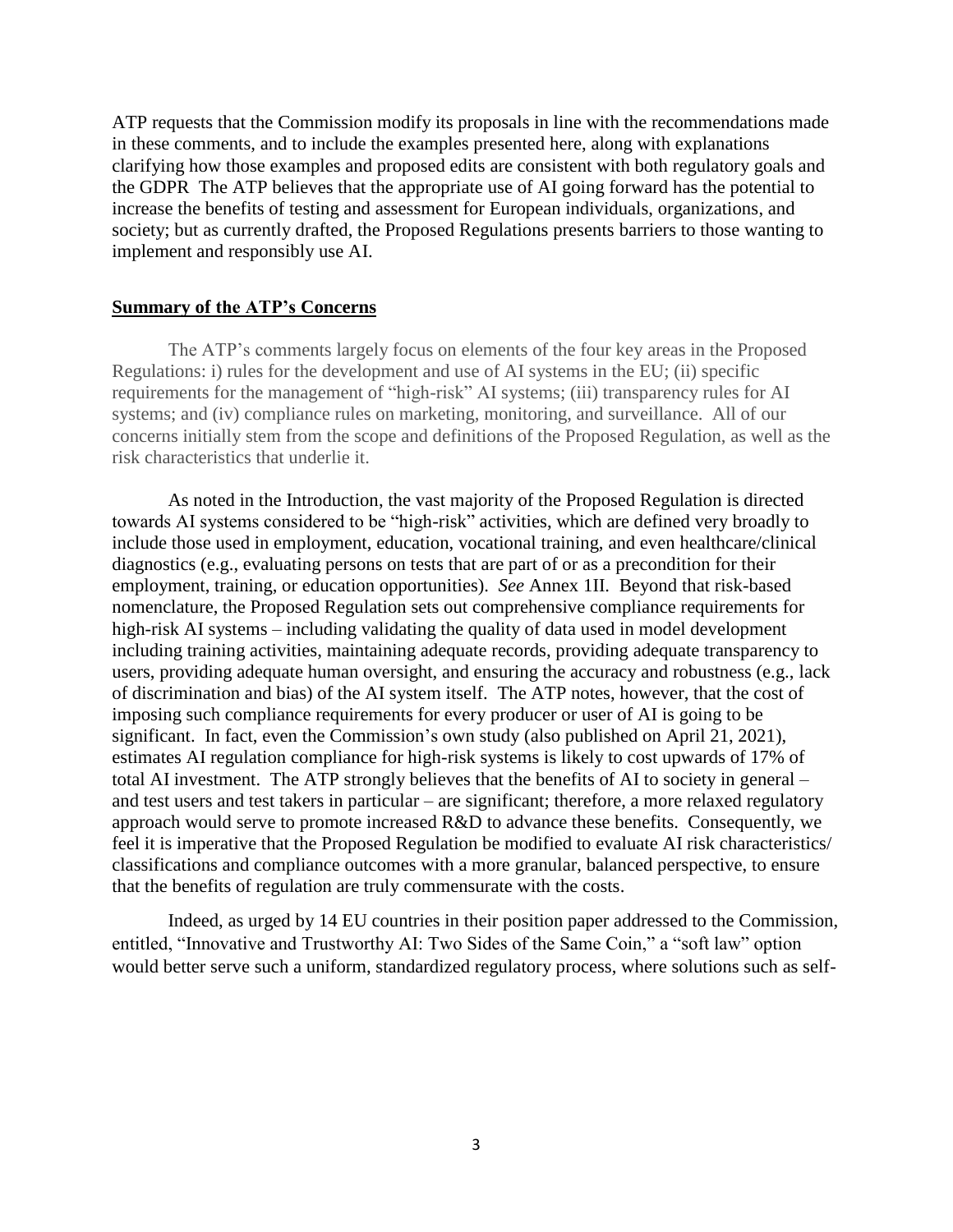ATP requests that the Commission modify its proposals in line with the recommendations made in these comments, and to include the examples presented here, along with explanations clarifying how those examples and proposed edits are consistent with both regulatory goals and the GDPR The ATP believes that the appropriate use of AI going forward has the potential to increase the benefits of testing and assessment for European individuals, organizations, and society; but as currently drafted, the Proposed Regulations presents barriers to those wanting to implement and responsibly use AI.

## **Summary of the ATP's Concerns**

The ATP's comments largely focus on elements of the four key areas in the Proposed Regulations: i) rules for the development and use of AI systems in the EU; (ii) specific requirements for the management of "high-risk" AI systems; (iii) transparency rules for AI systems; and (iv) compliance rules on marketing, monitoring, and surveillance. All of our concerns initially stem from the scope and definitions of the Proposed Regulation, as well as the risk characteristics that underlie it.

As noted in the Introduction, the vast majority of the Proposed Regulation is directed towards AI systems considered to be "high-risk" activities, which are defined very broadly to include those used in employment, education, vocational training, and even healthcare/clinical diagnostics (e.g., evaluating persons on tests that are part of or as a precondition for their employment, training, or education opportunities). *See* Annex 1II. Beyond that risk-based nomenclature, the Proposed Regulation sets out comprehensive compliance requirements for high-risk AI systems – including validating the quality of data used in model development including training activities, maintaining adequate records, providing adequate transparency to users, providing adequate human oversight, and ensuring the accuracy and robustness (e.g., lack of discrimination and bias) of the AI system itself. The ATP notes, however, that the cost of imposing such compliance requirements for every producer or user of AI is going to be significant. In fact, even the Commission's own study (also published on April 21, 2021), estimates AI regulation compliance for high-risk systems is likely to cost upwards of 17% of total AI investment. The ATP strongly believes that the benefits of AI to society in general – and test users and test takers in particular – are significant; therefore, a more relaxed regulatory approach would serve to promote increased R&D to advance these benefits. Consequently, we feel it is imperative that the Proposed Regulation be modified to evaluate AI risk characteristics/ classifications and compliance outcomes with a more granular, balanced perspective, to ensure that the benefits of regulation are truly commensurate with the costs.

Indeed, as urged by 14 EU countries in their position paper addressed to the Commission, entitled, "Innovative and Trustworthy AI: Two Sides of the Same Coin," a "soft law" option would better serve such a uniform, standardized regulatory process, where solutions such as self-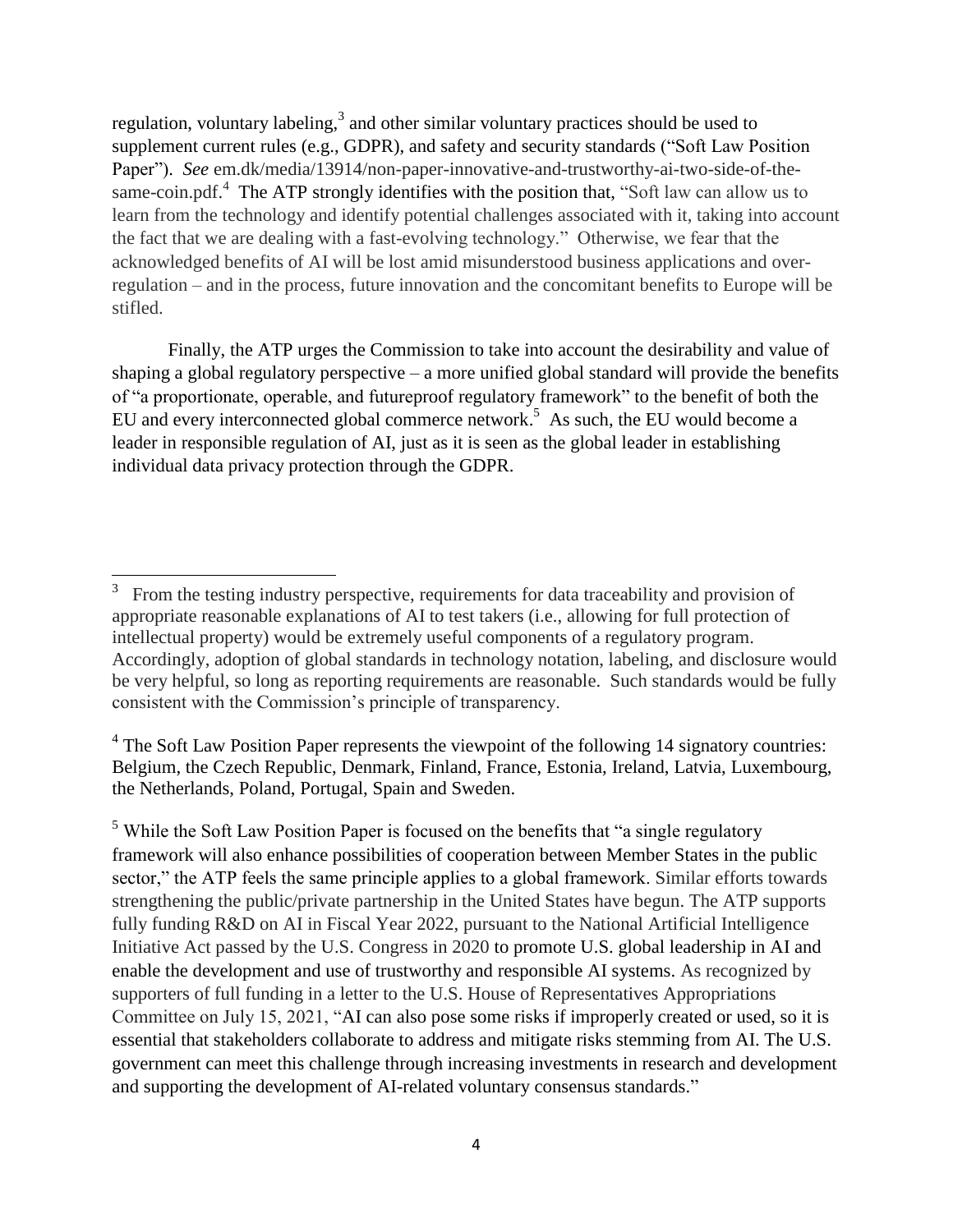regulation, voluntary labeling,[3] and other similar voluntary practices should be used to supplement current rules (e.g., GDPR), and safety and security standards ("Soft Law Position Paper"). *See* em.dk/media/13914/non-paper-innovative-and-trustworthy-ai-two-side-of-the-same-coin.pdf.[4] The ATP strongly identifies with the position that, "Soft law can allow us to learn from the technology and identify potential challenges associated with it, taking into account the fact that we are dealing with a fast-evolving technology." Otherwise, we fear that the acknowledged benefits of AI will be lost amid misunderstood business applications and over-regulation – and in the process, future innovation and the concomitant benefits to Europe will be stifled.

Finally, the ATP urges the Commission to take into account the desirability and value of shaping a global regulatory perspective – a more unified global standard will provide the benefits of "a proportionate, operable, and futureproof regulatory framework" to the benefit of both the EU and every interconnected global commerce network.[5] As such, the EU would become a leader in responsible regulation of AI, just as it is seen as the global leader in establishing individual data privacy protection through the GDPR.

---

[3] From the testing industry perspective, requirements for data traceability and provision of appropriate reasonable explanations of AI to test takers (i.e., allowing for full protection of intellectual property) would be extremely useful components of a regulatory program. Accordingly, adoption of global standards in technology notation, labeling, and disclosure would be very helpful, so long as reporting requirements are reasonable. Such standards would be fully consistent with the Commission's principle of transparency.

[4] The Soft Law Position Paper represents the viewpoint of the following 14 signatory countries: Belgium, the Czech Republic, Denmark, Finland, France, Estonia, Ireland, Latvia, Luxembourg, the Netherlands, Poland, Portugal, Spain and Sweden.

[5] While the Soft Law Position Paper is focused on the benefits that "a single regulatory framework will also enhance possibilities of cooperation between Member States in the public sector," the ATP feels the same principle applies to a global framework. Similar efforts towards strengthening the public/private partnership in the United States have begun. The ATP supports fully funding R&D on AI in Fiscal Year 2022, pursuant to the National Artificial Intelligence Initiative Act passed by the U.S. Congress in 2020 to promote U.S. global leadership in AI and enable the development and use of trustworthy and responsible AI systems. As recognized by supporters of full funding in a letter to the U.S. House of Representatives Appropriations Committee on July 15, 2021, "AI can also pose some risks if improperly created or used, so it is essential that stakeholders collaborate to address and mitigate risks stemming from AI. The U.S. government can meet this challenge through increasing investments in research and development and supporting the development of AI-related voluntary consensus standards."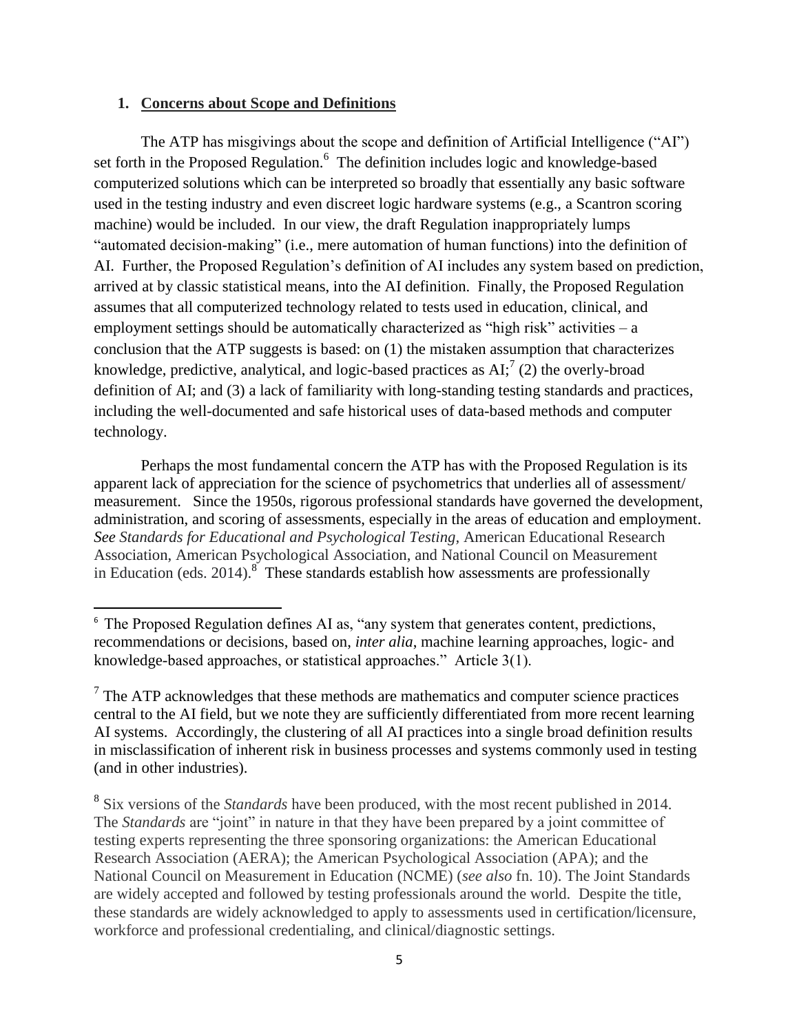## 1. Concerns about Scope and Definitions

The ATP has misgivings about the scope and definition of Artificial Intelligence ("AI") set forth in the Proposed Regulation.[6] The definition includes logic and knowledge-based computerized solutions which can be interpreted so broadly that essentially any basic software used in the testing industry and even discreet logic hardware systems (e.g., a Scantron scoring machine) would be included. In our view, the draft Regulation inappropriately lumps "automated decision-making" (i.e., mere automation of human functions) into the definition of AI. Further, the Proposed Regulation's definition of AI includes any system based on prediction, arrived at by classic statistical means, into the AI definition. Finally, the Proposed Regulation assumes that all computerized technology related to tests used in education, clinical, and employment settings should be automatically characterized as "high risk" activities – a conclusion that the ATP suggests is based: on (1) the mistaken assumption that characterizes knowledge, predictive, analytical, and logic-based practices as AI;[7] (2) the overly-broad definition of AI; and (3) a lack of familiarity with long-standing testing standards and practices, including the well-documented and safe historical uses of data-based methods and computer technology.

Perhaps the most fundamental concern the ATP has with the Proposed Regulation is its apparent lack of appreciation for the science of psychometrics that underlies all of assessment/ measurement. Since the 1950s, rigorous professional standards have governed the development, administration, and scoring of assessments, especially in the areas of education and employment. *See Standards for Educational and Psychological Testing,* American Educational Research Association, American Psychological Association, and National Council on Measurement in Education (eds. 2014).[8] These standards establish how assessments are professionally

---

[6] The Proposed Regulation defines AI as, "any system that generates content, predictions, recommendations or decisions, based on, *inter alia*, machine learning approaches, logic- and knowledge-based approaches, or statistical approaches." Article 3(1).

[7] The ATP acknowledges that these methods are mathematics and computer science practices central to the AI field, but we note they are sufficiently differentiated from more recent learning AI systems. Accordingly, the clustering of all AI practices into a single broad definition results in misclassification of inherent risk in business processes and systems commonly used in testing (and in other industries).

[8] Six versions of the *Standards* have been produced, with the most recent published in 2014. The *Standards* are "joint" in nature in that they have been prepared by a joint committee of testing experts representing the three sponsoring organizations: the American Educational Research Association (AERA); the American Psychological Association (APA); and the National Council on Measurement in Education (NCME) (*see also* fn. 10). The Joint Standards are widely accepted and followed by testing professionals around the world. Despite the title, these standards are widely acknowledged to apply to assessments used in certification/licensure, workforce and professional credentialing, and clinical/diagnostic settings.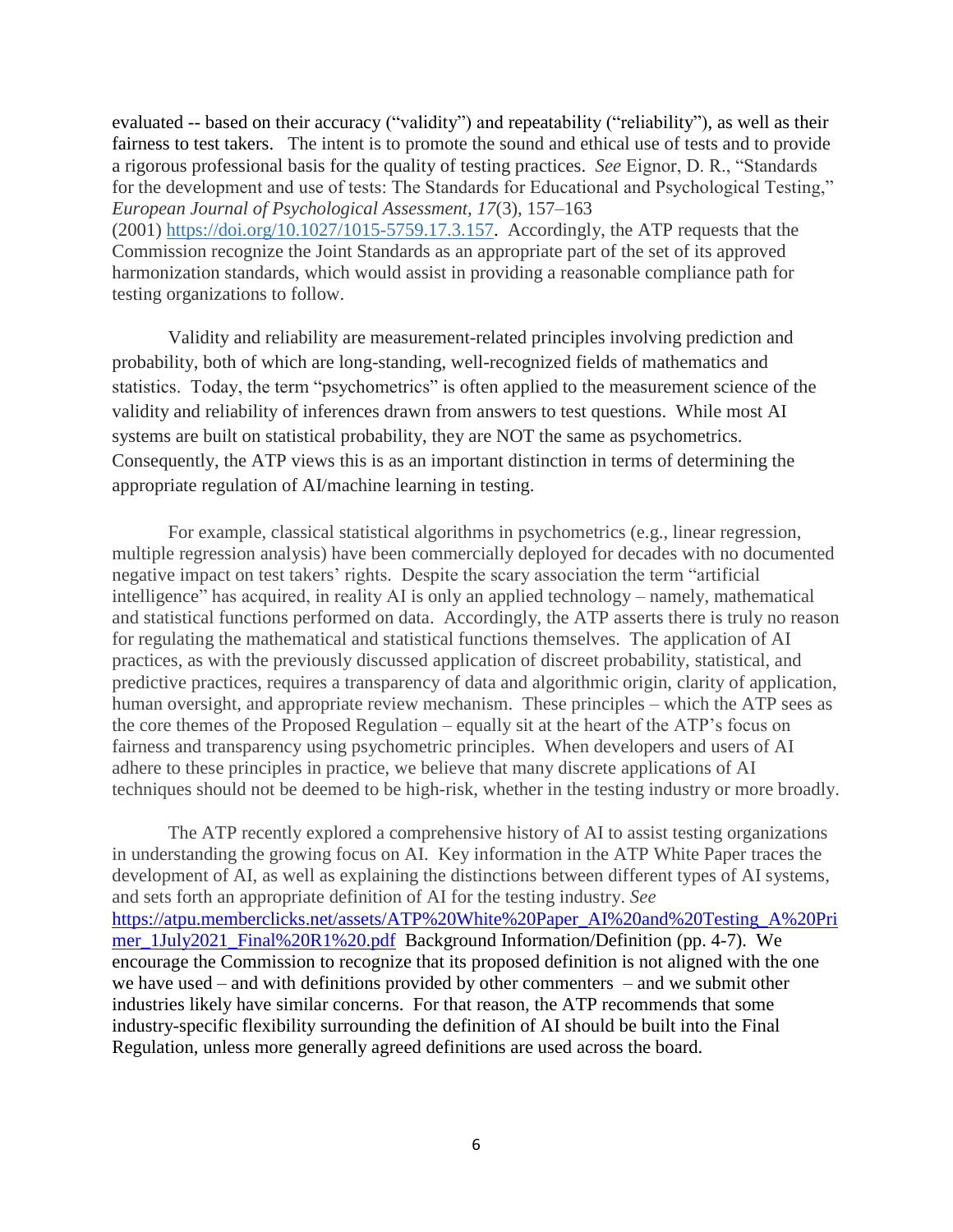evaluated -- based on their accuracy ("validity") and repeatability ("reliability"), as well as their fairness to test takers. The intent is to promote the sound and ethical use of tests and to provide a rigorous professional basis for the quality of testing practices. *See* Eignor, D. R., "Standards for the development and use of tests: The Standards for Educational and Psychological Testing," *European Journal of Psychological Assessment, 17*(3), 157–163 (2001) https://doi.org/10.1027/1015-5759.17.3.157. Accordingly, the ATP requests that the Commission recognize the Joint Standards as an appropriate part of the set of its approved harmonization standards, which would assist in providing a reasonable compliance path for testing organizations to follow.

Validity and reliability are measurement-related principles involving prediction and probability, both of which are long-standing, well-recognized fields of mathematics and statistics. Today, the term "psychometrics" is often applied to the measurement science of the validity and reliability of inferences drawn from answers to test questions. While most AI systems are built on statistical probability, they are NOT the same as psychometrics. Consequently, the ATP views this is as an important distinction in terms of determining the appropriate regulation of AI/machine learning in testing.

For example, classical statistical algorithms in psychometrics (e.g., linear regression, multiple regression analysis) have been commercially deployed for decades with no documented negative impact on test takers' rights. Despite the scary association the term "artificial intelligence" has acquired, in reality AI is only an applied technology – namely, mathematical and statistical functions performed on data. Accordingly, the ATP asserts there is truly no reason for regulating the mathematical and statistical functions themselves. The application of AI practices, as with the previously discussed application of discreet probability, statistical, and predictive practices, requires a transparency of data and algorithmic origin, clarity of application, human oversight, and appropriate review mechanism. These principles – which the ATP sees as the core themes of the Proposed Regulation – equally sit at the heart of the ATP's focus on fairness and transparency using psychometric principles. When developers and users of AI adhere to these principles in practice, we believe that many discrete applications of AI techniques should not be deemed to be high-risk, whether in the testing industry or more broadly.

The ATP recently explored a comprehensive history of AI to assist testing organizations in understanding the growing focus on AI. Key information in the ATP White Paper traces the development of AI, as well as explaining the distinctions between different types of AI systems, and sets forth an appropriate definition of AI for the testing industry. *See* https://atpu.memberclicks.net/assets/ATP%20White%20Paper_AI%20and%20Testing_A%20Primer_1July2021_Final%20R1%20.pdf Background Information/Definition (pp. 4-7). We encourage the Commission to recognize that its proposed definition is not aligned with the one we have used – and with definitions provided by other commenters – and we submit other industries likely have similar concerns. For that reason, the ATP recommends that some industry-specific flexibility surrounding the definition of AI should be built into the Final Regulation, unless more generally agreed definitions are used across the board.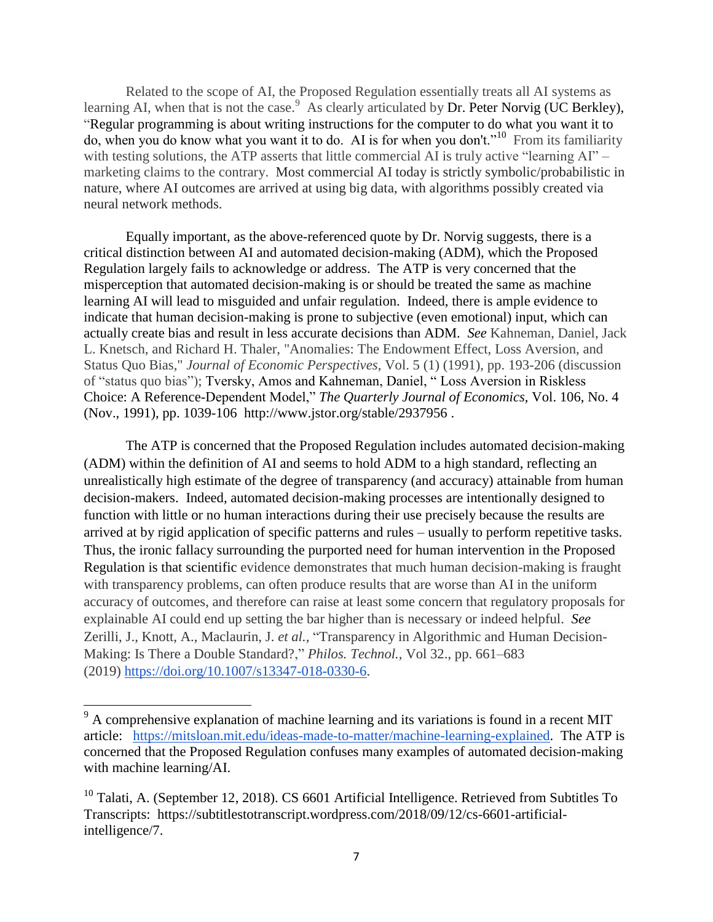Related to the scope of AI, the Proposed Regulation essentially treats all AI systems as learning AI, when that is not the case.[9] As clearly articulated by Dr. Peter Norvig (UC Berkley), "Regular programming is about writing instructions for the computer to do what you want it to do, when you do know what you want it to do. AI is for when you don't."[10] From its familiarity with testing solutions, the ATP asserts that little commercial AI is truly active "learning AI" – marketing claims to the contrary. Most commercial AI today is strictly symbolic/probabilistic in nature, where AI outcomes are arrived at using big data, with algorithms possibly created via neural network methods.

Equally important, as the above-referenced quote by Dr. Norvig suggests, there is a critical distinction between AI and automated decision-making (ADM), which the Proposed Regulation largely fails to acknowledge or address. The ATP is very concerned that the misperception that automated decision-making is or should be treated the same as machine learning AI will lead to misguided and unfair regulation. Indeed, there is ample evidence to indicate that human decision-making is prone to subjective (even emotional) input, which can actually create bias and result in less accurate decisions than ADM. *See* Kahneman, Daniel, Jack L. Knetsch, and Richard H. Thaler, "Anomalies: The Endowment Effect, Loss Aversion, and Status Quo Bias," *Journal of Economic Perspectives*, Vol. 5 (1) (1991), pp. 193-206 (discussion of "status quo bias"); Tversky, Amos and Kahneman, Daniel, " Loss Aversion in Riskless Choice: A Reference-Dependent Model," *The Quarterly Journal of Economics*, Vol. 106, No. 4 (Nov., 1991), pp. 1039-106 http://www.jstor.org/stable/2937956 .

The ATP is concerned that the Proposed Regulation includes automated decision-making (ADM) within the definition of AI and seems to hold ADM to a high standard, reflecting an unrealistically high estimate of the degree of transparency (and accuracy) attainable from human decision-makers. Indeed, automated decision-making processes are intentionally designed to function with little or no human interactions during their use precisely because the results are arrived at by rigid application of specific patterns and rules – usually to perform repetitive tasks. Thus, the ironic fallacy surrounding the purported need for human intervention in the Proposed Regulation is that scientific evidence demonstrates that much human decision-making is fraught with transparency problems, can often produce results that are worse than AI in the uniform accuracy of outcomes, and therefore can raise at least some concern that regulatory proposals for explainable AI could end up setting the bar higher than is necessary or indeed helpful. *See* Zerilli, J., Knott, A., Maclaurin, J. *et al.*, "Transparency in Algorithmic and Human Decision-Making: Is There a Double Standard?," *Philos. Technol.*, Vol 32., pp. 661–683 (2019) https://doi.org/10.1007/s13347-018-0330-6.

---

[9] A comprehensive explanation of machine learning and its variations is found in a recent MIT article: https://mitsloan.mit.edu/ideas-made-to-matter/machine-learning-explained. The ATP is concerned that the Proposed Regulation confuses many examples of automated decision-making with machine learning/AI.

[10] Talati, A. (September 12, 2018). CS 6601 Artificial Intelligence. Retrieved from Subtitles To Transcripts: https://subtitlestotranscript.wordpress.com/2018/09/12/cs-6601-artificial-intelligence/7.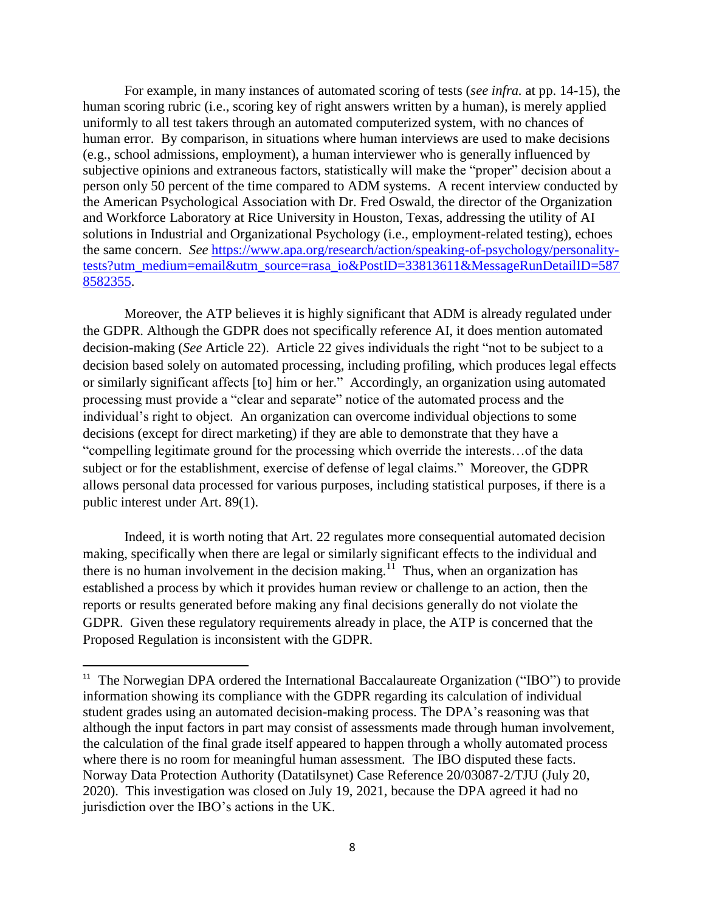For example, in many instances of automated scoring of tests (*see infra.* at pp. 14-15), the human scoring rubric (i.e., scoring key of right answers written by a human), is merely applied uniformly to all test takers through an automated computerized system, with no chances of human error. By comparison, in situations where human interviews are used to make decisions (e.g., school admissions, employment), a human interviewer who is generally influenced by subjective opinions and extraneous factors, statistically will make the "proper" decision about a person only 50 percent of the time compared to ADM systems. A recent interview conducted by the American Psychological Association with Dr. Fred Oswald, the director of the Organization and Workforce Laboratory at Rice University in Houston, Texas, addressing the utility of AI solutions in Industrial and Organizational Psychology (i.e., employment-related testing), echoes the same concern. *See* [https://www.apa.org/research/action/speaking-of-psychology/personality-tests?utm_medium=email&utm_source=rasa_io&PostID=33813611&MessageRunDetailID=5878582355](https://www.apa.org/research/action/speaking-of-psychology/personality-tests?utm_medium=email&utm_source=rasa_io&PostID=33813611&MessageRunDetailID=5878582355).

Moreover, the ATP believes it is highly significant that ADM is already regulated under the GDPR. Although the GDPR does not specifically reference AI, it does mention automated decision-making (*See* Article 22). Article 22 gives individuals the right "not to be subject to a decision based solely on automated processing, including profiling, which produces legal effects or similarly significant affects [to] him or her." Accordingly, an organization using automated processing must provide a "clear and separate" notice of the automated process and the individual's right to object. An organization can overcome individual objections to some decisions (except for direct marketing) if they are able to demonstrate that they have a "compelling legitimate ground for the processing which override the interests…of the data subject or for the establishment, exercise of defense of legal claims." Moreover, the GDPR allows personal data processed for various purposes, including statistical purposes, if there is a public interest under Art. 89(1).

Indeed, it is worth noting that Art. 22 regulates more consequential automated decision making, specifically when there are legal or similarly significant effects to the individual and there is no human involvement in the decision making.[11] Thus, when an organization has established a process by which it provides human review or challenge to an action, then the reports or results generated before making any final decisions generally do not violate the GDPR. Given these regulatory requirements already in place, the ATP is concerned that the Proposed Regulation is inconsistent with the GDPR.

---

[11] The Norwegian DPA ordered the International Baccalaureate Organization ("IBO") to provide information showing its compliance with the GDPR regarding its calculation of individual student grades using an automated decision-making process. The DPA's reasoning was that although the input factors in part may consist of assessments made through human involvement, the calculation of the final grade itself appeared to happen through a wholly automated process where there is no room for meaningful human assessment. The IBO disputed these facts. Norway Data Protection Authority (Datatilsynet) Case Reference 20/03087-2/TJU (July 20, 2020). This investigation was closed on July 19, 2021, because the DPA agreed it had no jurisdiction over the IBO's actions in the UK.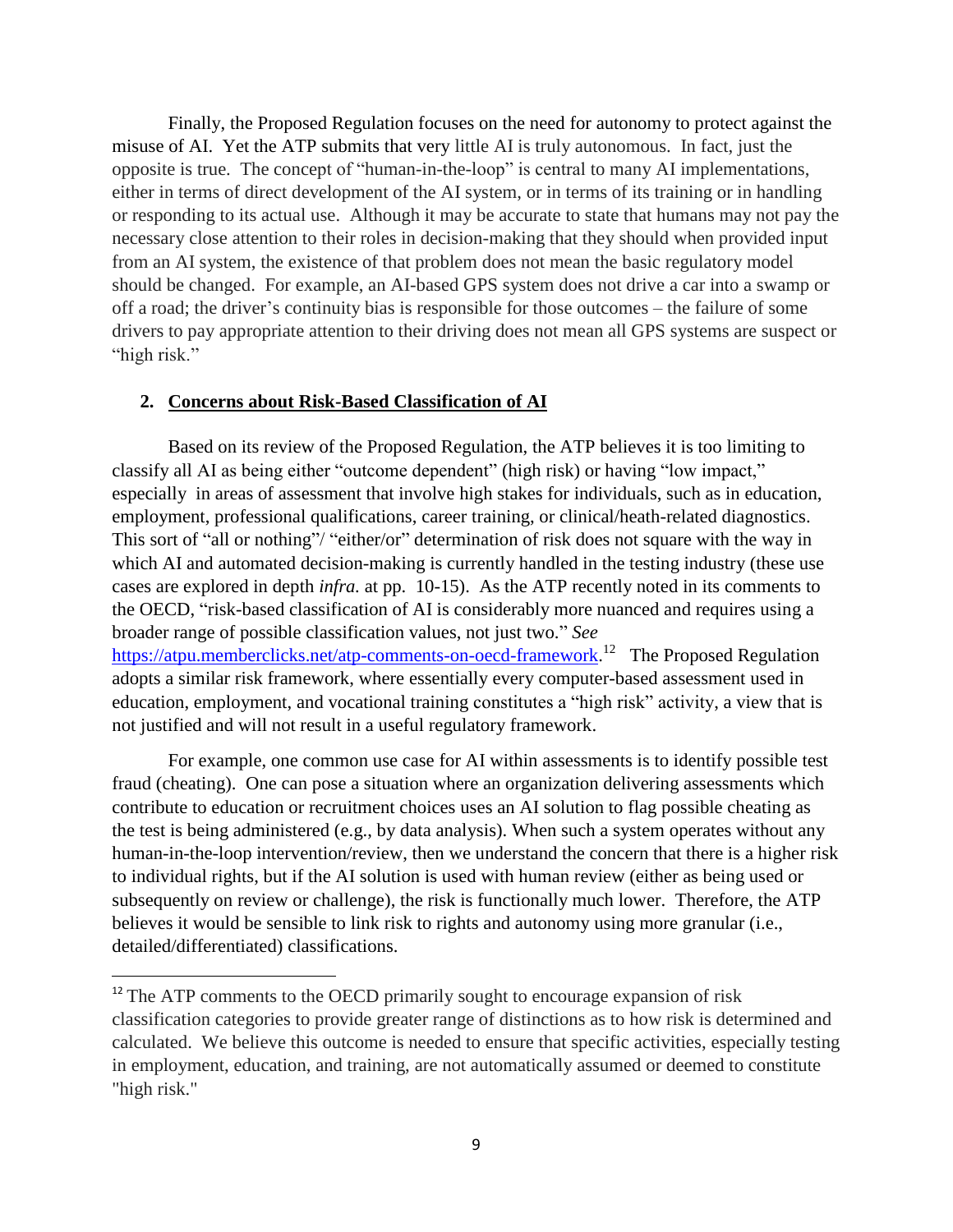Finally, the Proposed Regulation focuses on the need for autonomy to protect against the misuse of AI. Yet the ATP submits that very little AI is truly autonomous. In fact, just the opposite is true. The concept of "human-in-the-loop" is central to many AI implementations, either in terms of direct development of the AI system, or in terms of its training or in handling or responding to its actual use. Although it may be accurate to state that humans may not pay the necessary close attention to their roles in decision-making that they should when provided input from an AI system, the existence of that problem does not mean the basic regulatory model should be changed. For example, an AI-based GPS system does not drive a car into a swamp or off a road; the driver's continuity bias is responsible for those outcomes – the failure of some drivers to pay appropriate attention to their driving does not mean all GPS systems are suspect or "high risk."

## 2. <u>Concerns about Risk-Based Classification of AI</u>

Based on its review of the Proposed Regulation, the ATP believes it is too limiting to classify all AI as being either "outcome dependent" (high risk) or having "low impact," especially in areas of assessment that involve high stakes for individuals, such as in education, employment, professional qualifications, career training, or clinical/heath-related diagnostics. This sort of "all or nothing"/ "either/or" determination of risk does not square with the way in which AI and automated decision-making is currently handled in the testing industry (these use cases are explored in depth *infra.* at pp. 10-15). As the ATP recently noted in its comments to the OECD, "risk-based classification of AI is considerably more nuanced and requires using a broader range of possible classification values, not just two." *See* https://atpu.memberclicks.net/atp-comments-on-oecd-framework.[12] The Proposed Regulation adopts a similar risk framework, where essentially every computer-based assessment used in education, employment, and vocational training constitutes a "high risk" activity, a view that is not justified and will not result in a useful regulatory framework.

For example, one common use case for AI within assessments is to identify possible test fraud (cheating). One can pose a situation where an organization delivering assessments which contribute to education or recruitment choices uses an AI solution to flag possible cheating as the test is being administered (e.g., by data analysis). When such a system operates without any human-in-the-loop intervention/review, then we understand the concern that there is a higher risk to individual rights, but if the AI solution is used with human review (either as being used or subsequently on review or challenge), the risk is functionally much lower. Therefore, the ATP believes it would be sensible to link risk to rights and autonomy using more granular (i.e., detailed/differentiated) classifications.

---

[12] The ATP comments to the OECD primarily sought to encourage expansion of risk classification categories to provide greater range of distinctions as to how risk is determined and calculated. We believe this outcome is needed to ensure that specific activities, especially testing in employment, education, and training, are not automatically assumed or deemed to constitute "high risk."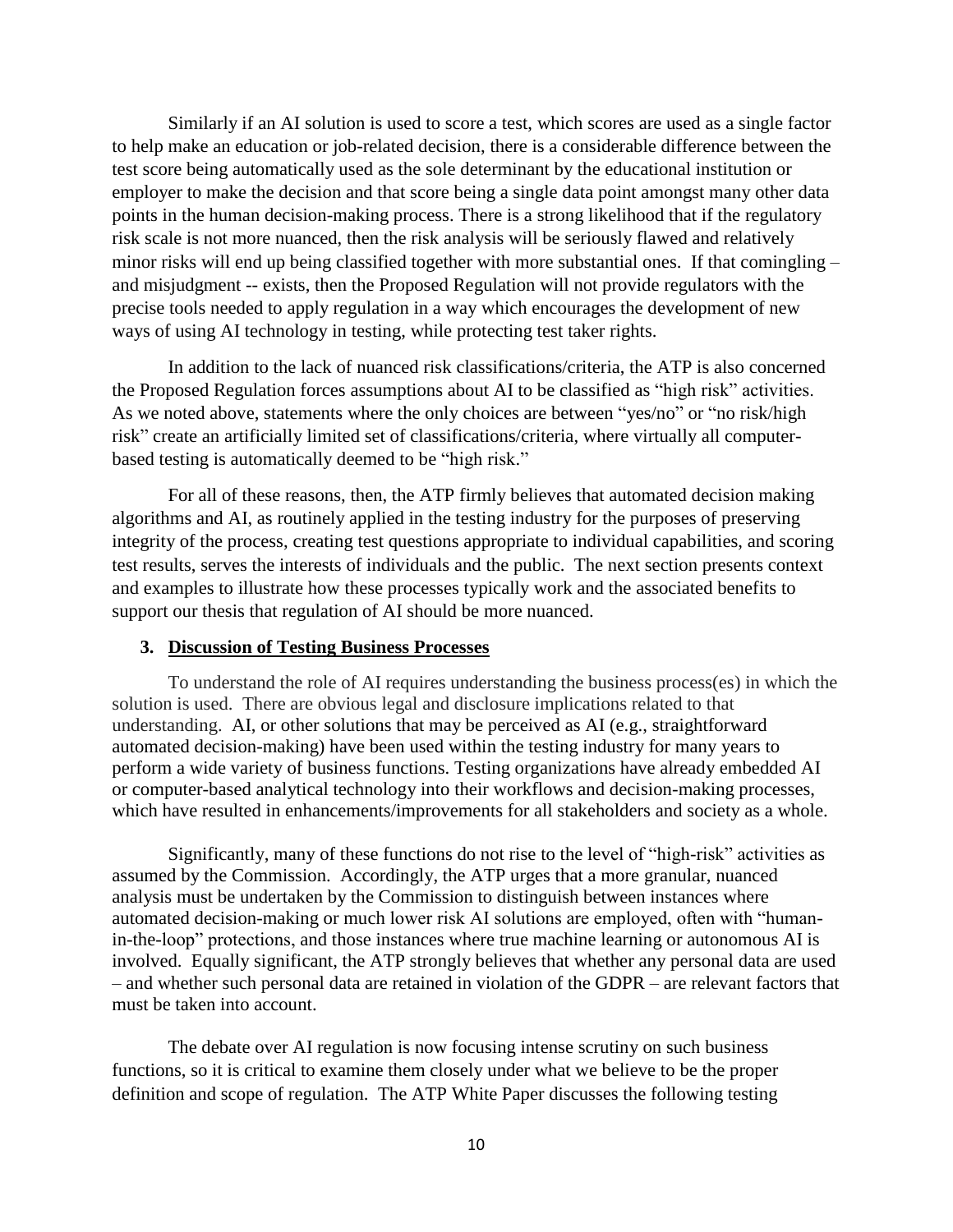Similarly if an AI solution is used to score a test, which scores are used as a single factor to help make an education or job-related decision, there is a considerable difference between the test score being automatically used as the sole determinant by the educational institution or employer to make the decision and that score being a single data point amongst many other data points in the human decision-making process. There is a strong likelihood that if the regulatory risk scale is not more nuanced, then the risk analysis will be seriously flawed and relatively minor risks will end up being classified together with more substantial ones. If that comingling – and misjudgment -- exists, then the Proposed Regulation will not provide regulators with the precise tools needed to apply regulation in a way which encourages the development of new ways of using AI technology in testing, while protecting test taker rights.

In addition to the lack of nuanced risk classifications/criteria, the ATP is also concerned the Proposed Regulation forces assumptions about AI to be classified as "high risk" activities. As we noted above, statements where the only choices are between "yes/no" or "no risk/high risk" create an artificially limited set of classifications/criteria, where virtually all computer-based testing is automatically deemed to be "high risk."

For all of these reasons, then, the ATP firmly believes that automated decision making algorithms and AI, as routinely applied in the testing industry for the purposes of preserving integrity of the process, creating test questions appropriate to individual capabilities, and scoring test results, serves the interests of individuals and the public. The next section presents context and examples to illustrate how these processes typically work and the associated benefits to support our thesis that regulation of AI should be more nuanced.

## 3. Discussion of Testing Business Processes

To understand the role of AI requires understanding the business process(es) in which the solution is used. There are obvious legal and disclosure implications related to that understanding. AI, or other solutions that may be perceived as AI (e.g., straightforward automated decision-making) have been used within the testing industry for many years to perform a wide variety of business functions. Testing organizations have already embedded AI or computer-based analytical technology into their workflows and decision-making processes, which have resulted in enhancements/improvements for all stakeholders and society as a whole.

Significantly, many of these functions do not rise to the level of "high-risk" activities as assumed by the Commission. Accordingly, the ATP urges that a more granular, nuanced analysis must be undertaken by the Commission to distinguish between instances where automated decision-making or much lower risk AI solutions are employed, often with "human-in-the-loop" protections, and those instances where true machine learning or autonomous AI is involved. Equally significant, the ATP strongly believes that whether any personal data are used – and whether such personal data are retained in violation of the GDPR – are relevant factors that must be taken into account.

The debate over AI regulation is now focusing intense scrutiny on such business functions, so it is critical to examine them closely under what we believe to be the proper definition and scope of regulation. The ATP White Paper discusses the following testing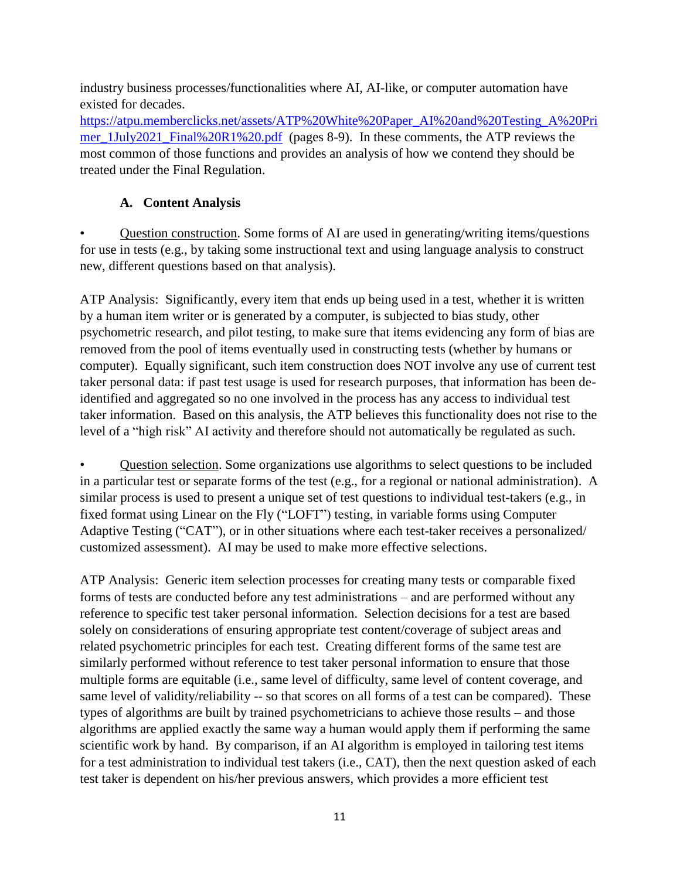industry business processes/functionalities where AI, AI-like, or computer automation have existed for decades. https://atpu.memberclicks.net/assets/ATP%20White%20Paper_AI%20and%20Testing_A%20Primer_1July2021_Final%20R1%20.pdf (pages 8-9). In these comments, the ATP reviews the most common of those functions and provides an analysis of how we contend they should be treated under the Final Regulation.

### A. Content Analysis

- Question construction. Some forms of AI are used in generating/writing items/questions for use in tests (e.g., by taking some instructional text and using language analysis to construct new, different questions based on that analysis).

ATP Analysis: Significantly, every item that ends up being used in a test, whether it is written by a human item writer or is generated by a computer, is subjected to bias study, other psychometric research, and pilot testing, to make sure that items evidencing any form of bias are removed from the pool of items eventually used in constructing tests (whether by humans or computer). Equally significant, such item construction does NOT involve any use of current test taker personal data: if past test usage is used for research purposes, that information has been de-identified and aggregated so no one involved in the process has any access to individual test taker information. Based on this analysis, the ATP believes this functionality does not rise to the level of a "high risk" AI activity and therefore should not automatically be regulated as such.

- Question selection. Some organizations use algorithms to select questions to be included in a particular test or separate forms of the test (e.g., for a regional or national administration). A similar process is used to present a unique set of test questions to individual test-takers (e.g., in fixed format using Linear on the Fly ("LOFT") testing, in variable forms using Computer Adaptive Testing ("CAT"), or in other situations where each test-taker receives a personalized/ customized assessment). AI may be used to make more effective selections.

ATP Analysis: Generic item selection processes for creating many tests or comparable fixed forms of tests are conducted before any test administrations – and are performed without any reference to specific test taker personal information. Selection decisions for a test are based solely on considerations of ensuring appropriate test content/coverage of subject areas and related psychometric principles for each test. Creating different forms of the same test are similarly performed without reference to test taker personal information to ensure that those multiple forms are equitable (i.e., same level of difficulty, same level of content coverage, and same level of validity/reliability -- so that scores on all forms of a test can be compared). These types of algorithms are built by trained psychometricians to achieve those results – and those algorithms are applied exactly the same way a human would apply them if performing the same scientific work by hand. By comparison, if an AI algorithm is employed in tailoring test items for a test administration to individual test takers (i.e., CAT), then the next question asked of each test taker is dependent on his/her previous answers, which provides a more efficient test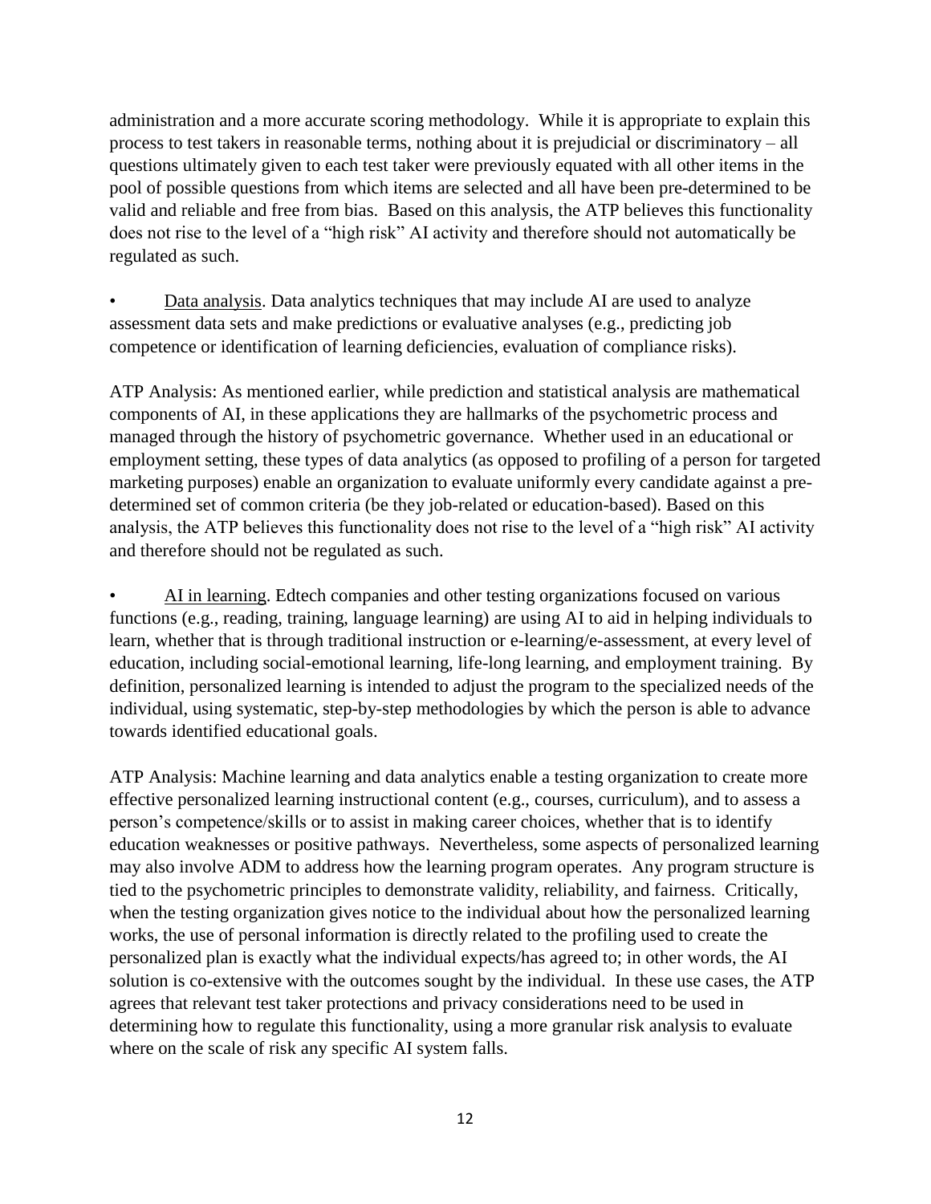administration and a more accurate scoring methodology. While it is appropriate to explain this process to test takers in reasonable terms, nothing about it is prejudicial or discriminatory – all questions ultimately given to each test taker were previously equated with all other items in the pool of possible questions from which items are selected and all have been pre-determined to be valid and reliable and free from bias. Based on this analysis, the ATP believes this functionality does not rise to the level of a "high risk" AI activity and therefore should not automatically be regulated as such.

- Data analysis. Data analytics techniques that may include AI are used to analyze assessment data sets and make predictions or evaluative analyses (e.g., predicting job competence or identification of learning deficiencies, evaluation of compliance risks).

ATP Analysis: As mentioned earlier, while prediction and statistical analysis are mathematical components of AI, in these applications they are hallmarks of the psychometric process and managed through the history of psychometric governance. Whether used in an educational or employment setting, these types of data analytics (as opposed to profiling of a person for targeted marketing purposes) enable an organization to evaluate uniformly every candidate against a pre-determined set of common criteria (be they job-related or education-based). Based on this analysis, the ATP believes this functionality does not rise to the level of a "high risk" AI activity and therefore should not be regulated as such.

- AI in learning. Edtech companies and other testing organizations focused on various functions (e.g., reading, training, language learning) are using AI to aid in helping individuals to learn, whether that is through traditional instruction or e-learning/e-assessment, at every level of education, including social-emotional learning, life-long learning, and employment training. By definition, personalized learning is intended to adjust the program to the specialized needs of the individual, using systematic, step-by-step methodologies by which the person is able to advance towards identified educational goals.

ATP Analysis: Machine learning and data analytics enable a testing organization to create more effective personalized learning instructional content (e.g., courses, curriculum), and to assess a person's competence/skills or to assist in making career choices, whether that is to identify education weaknesses or positive pathways. Nevertheless, some aspects of personalized learning may also involve ADM to address how the learning program operates. Any program structure is tied to the psychometric principles to demonstrate validity, reliability, and fairness. Critically, when the testing organization gives notice to the individual about how the personalized learning works, the use of personal information is directly related to the profiling used to create the personalized plan is exactly what the individual expects/has agreed to; in other words, the AI solution is co-extensive with the outcomes sought by the individual. In these use cases, the ATP agrees that relevant test taker protections and privacy considerations need to be used in determining how to regulate this functionality, using a more granular risk analysis to evaluate where on the scale of risk any specific AI system falls.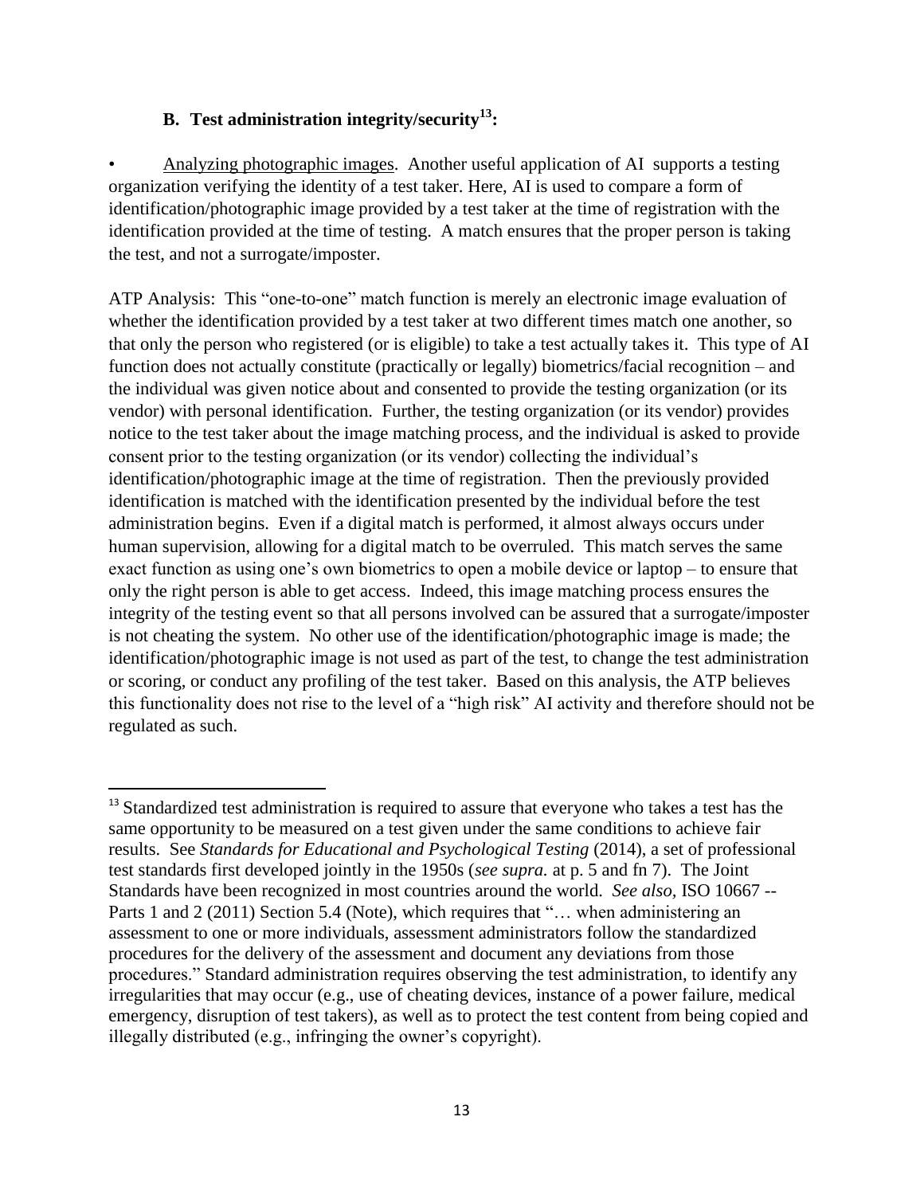### B. Test administration integrity/security[13]:

• Analyzing photographic images. Another useful application of AI supports a testing organization verifying the identity of a test taker. Here, AI is used to compare a form of identification/photographic image provided by a test taker at the time of registration with the identification provided at the time of testing. A match ensures that the proper person is taking the test, and not a surrogate/imposter.

ATP Analysis: This "one-to-one" match function is merely an electronic image evaluation of whether the identification provided by a test taker at two different times match one another, so that only the person who registered (or is eligible) to take a test actually takes it. This type of AI function does not actually constitute (practically or legally) biometrics/facial recognition – and the individual was given notice about and consented to provide the testing organization (or its vendor) with personal identification. Further, the testing organization (or its vendor) provides notice to the test taker about the image matching process, and the individual is asked to provide consent prior to the testing organization (or its vendor) collecting the individual's identification/photographic image at the time of registration. Then the previously provided identification is matched with the identification presented by the individual before the test administration begins. Even if a digital match is performed, it almost always occurs under human supervision, allowing for a digital match to be overruled. This match serves the same exact function as using one's own biometrics to open a mobile device or laptop – to ensure that only the right person is able to get access. Indeed, this image matching process ensures the integrity of the testing event so that all persons involved can be assured that a surrogate/imposter is not cheating the system. No other use of the identification/photographic image is made; the identification/photographic image is not used as part of the test, to change the test administration or scoring, or conduct any profiling of the test taker. Based on this analysis, the ATP believes this functionality does not rise to the level of a "high risk" AI activity and therefore should not be regulated as such.

---

[13] Standardized test administration is required to assure that everyone who takes a test has the same opportunity to be measured on a test given under the same conditions to achieve fair results. See *Standards for Educational and Psychological Testing* (2014), a set of professional test standards first developed jointly in the 1950s (*see supra.* at p. 5 and fn 7). The Joint Standards have been recognized in most countries around the world. *See also,* ISO 10667 -- Parts 1 and 2 (2011) Section 5.4 (Note), which requires that "… when administering an assessment to one or more individuals, assessment administrators follow the standardized procedures for the delivery of the assessment and document any deviations from those procedures." Standard administration requires observing the test administration, to identify any irregularities that may occur (e.g., use of cheating devices, instance of a power failure, medical emergency, disruption of test takers), as well as to protect the test content from being copied and illegally distributed (e.g., infringing the owner's copyright).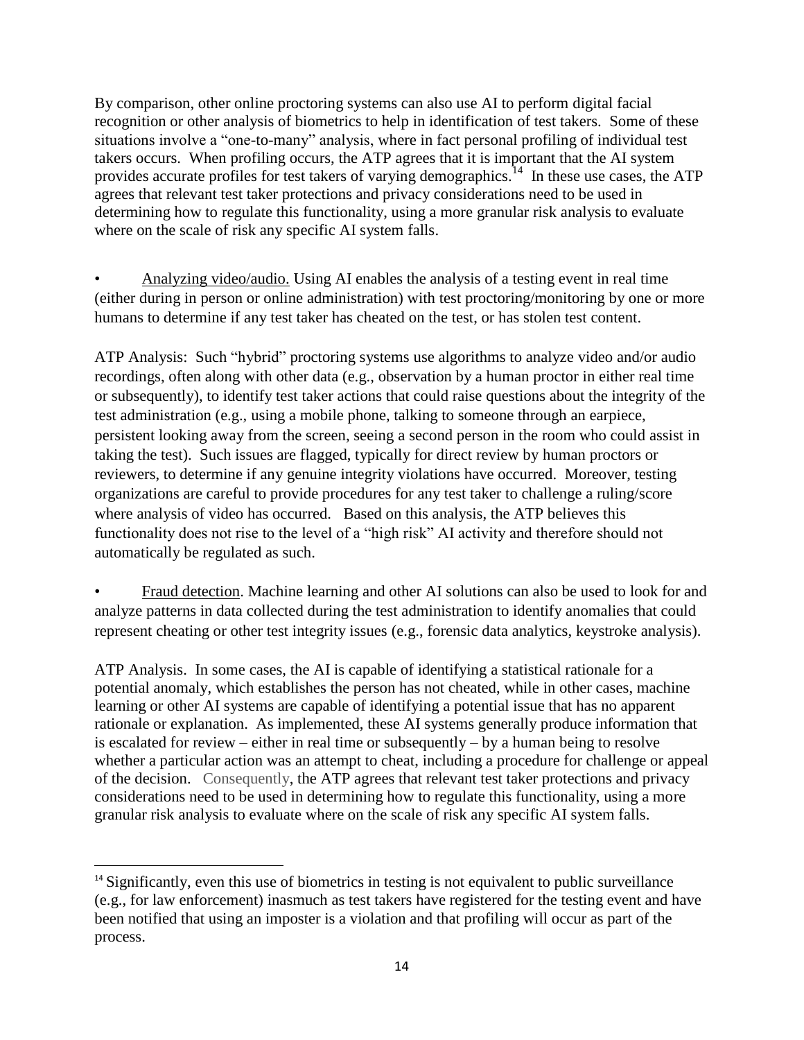By comparison, other online proctoring systems can also use AI to perform digital facial recognition or other analysis of biometrics to help in identification of test takers. Some of these situations involve a "one-to-many" analysis, where in fact personal profiling of individual test takers occurs. When profiling occurs, the ATP agrees that it is important that the AI system provides accurate profiles for test takers of varying demographics.[14] In these use cases, the ATP agrees that relevant test taker protections and privacy considerations need to be used in determining how to regulate this functionality, using a more granular risk analysis to evaluate where on the scale of risk any specific AI system falls.

- Analyzing video/audio. Using AI enables the analysis of a testing event in real time (either during in person or online administration) with test proctoring/monitoring by one or more humans to determine if any test taker has cheated on the test, or has stolen test content.

ATP Analysis: Such "hybrid" proctoring systems use algorithms to analyze video and/or audio recordings, often along with other data (e.g., observation by a human proctor in either real time or subsequently), to identify test taker actions that could raise questions about the integrity of the test administration (e.g., using a mobile phone, talking to someone through an earpiece, persistent looking away from the screen, seeing a second person in the room who could assist in taking the test). Such issues are flagged, typically for direct review by human proctors or reviewers, to determine if any genuine integrity violations have occurred. Moreover, testing organizations are careful to provide procedures for any test taker to challenge a ruling/score where analysis of video has occurred. Based on this analysis, the ATP believes this functionality does not rise to the level of a "high risk" AI activity and therefore should not automatically be regulated as such.

- Fraud detection. Machine learning and other AI solutions can also be used to look for and analyze patterns in data collected during the test administration to identify anomalies that could represent cheating or other test integrity issues (e.g., forensic data analytics, keystroke analysis).

ATP Analysis. In some cases, the AI is capable of identifying a statistical rationale for a potential anomaly, which establishes the person has not cheated, while in other cases, machine learning or other AI systems are capable of identifying a potential issue that has no apparent rationale or explanation. As implemented, these AI systems generally produce information that is escalated for review – either in real time or subsequently – by a human being to resolve whether a particular action was an attempt to cheat, including a procedure for challenge or appeal of the decision. Consequently, the ATP agrees that relevant test taker protections and privacy considerations need to be used in determining how to regulate this functionality, using a more granular risk analysis to evaluate where on the scale of risk any specific AI system falls.

---

[14] Significantly, even this use of biometrics in testing is not equivalent to public surveillance (e.g., for law enforcement) inasmuch as test takers have registered for the testing event and have been notified that using an imposter is a violation and that profiling will occur as part of the process.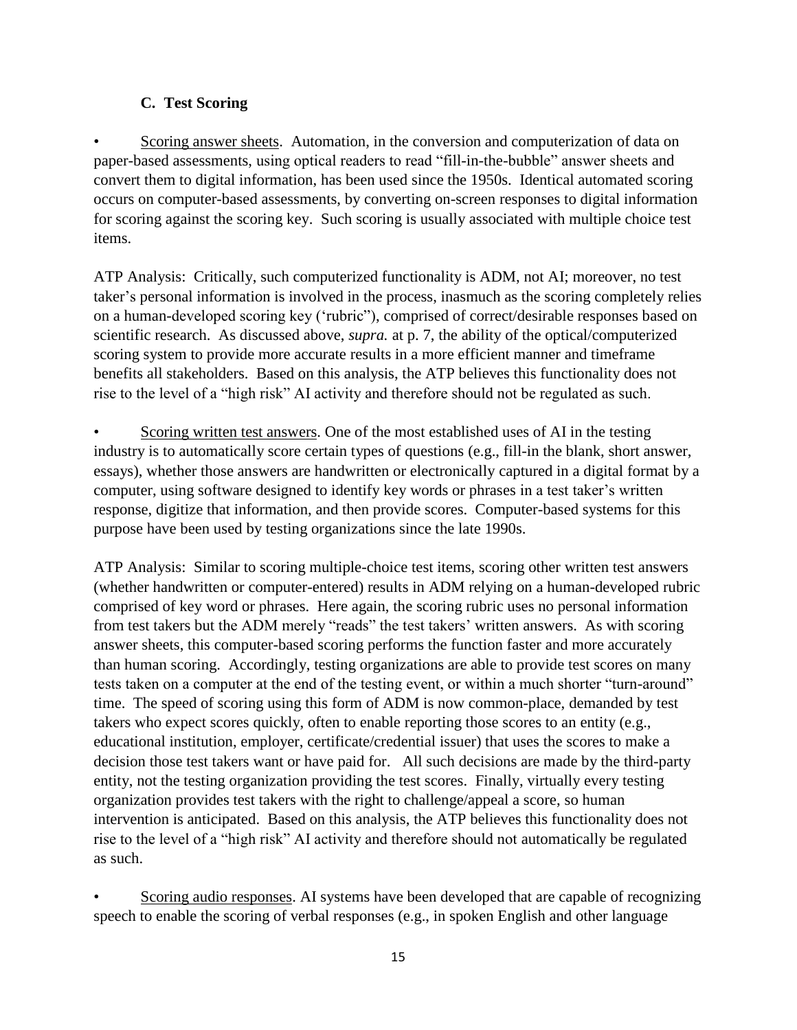### C. Test Scoring

- <u>Scoring answer sheets</u>. Automation, in the conversion and computerization of data on paper-based assessments, using optical readers to read "fill-in-the-bubble" answer sheets and convert them to digital information, has been used since the 1950s. Identical automated scoring occurs on computer-based assessments, by converting on-screen responses to digital information for scoring against the scoring key. Such scoring is usually associated with multiple choice test items.

ATP Analysis: Critically, such computerized functionality is ADM, not AI; moreover, no test taker's personal information is involved in the process, inasmuch as the scoring completely relies on a human-developed scoring key ('rubric"), comprised of correct/desirable responses based on scientific research. As discussed above, *supra.* at p. 7, the ability of the optical/computerized scoring system to provide more accurate results in a more efficient manner and timeframe benefits all stakeholders. Based on this analysis, the ATP believes this functionality does not rise to the level of a "high risk" AI activity and therefore should not be regulated as such.

- <u>Scoring written test answers</u>. One of the most established uses of AI in the testing industry is to automatically score certain types of questions (e.g., fill-in the blank, short answer, essays), whether those answers are handwritten or electronically captured in a digital format by a computer, using software designed to identify key words or phrases in a test taker's written response, digitize that information, and then provide scores. Computer-based systems for this purpose have been used by testing organizations since the late 1990s.

ATP Analysis: Similar to scoring multiple-choice test items, scoring other written test answers (whether handwritten or computer-entered) results in ADM relying on a human-developed rubric comprised of key word or phrases. Here again, the scoring rubric uses no personal information from test takers but the ADM merely "reads" the test takers' written answers. As with scoring answer sheets, this computer-based scoring performs the function faster and more accurately than human scoring. Accordingly, testing organizations are able to provide test scores on many tests taken on a computer at the end of the testing event, or within a much shorter "turn-around" time. The speed of scoring using this form of ADM is now common-place, demanded by test takers who expect scores quickly, often to enable reporting those scores to an entity (e.g., educational institution, employer, certificate/credential issuer) that uses the scores to make a decision those test takers want or have paid for. All such decisions are made by the third-party entity, not the testing organization providing the test scores. Finally, virtually every testing organization provides test takers with the right to challenge/appeal a score, so human intervention is anticipated. Based on this analysis, the ATP believes this functionality does not rise to the level of a "high risk" AI activity and therefore should not automatically be regulated as such.

- <u>Scoring audio responses</u>. AI systems have been developed that are capable of recognizing speech to enable the scoring of verbal responses (e.g., in spoken English and other language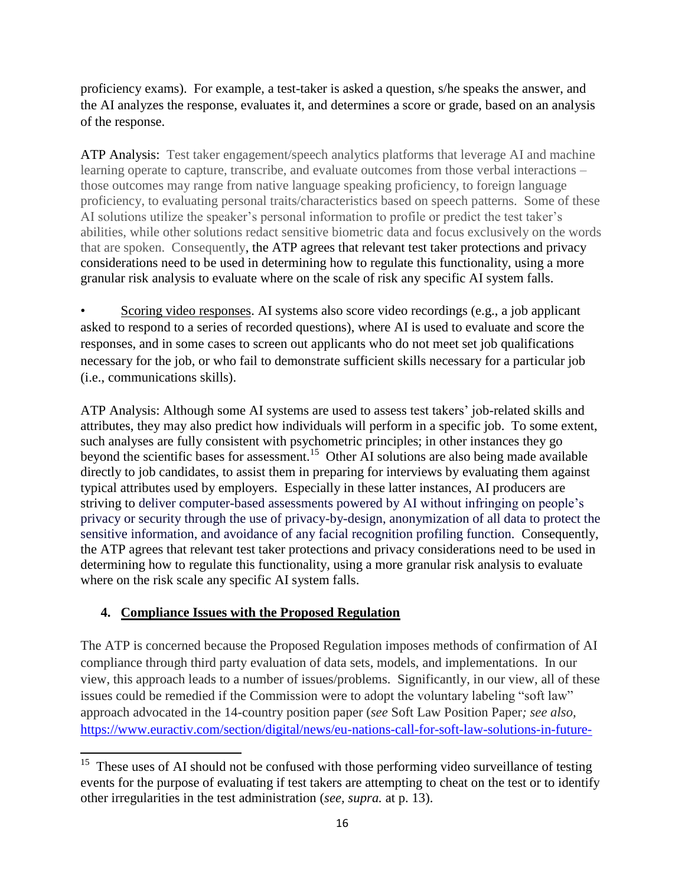proficiency exams). For example, a test-taker is asked a question, s/he speaks the answer, and the AI analyzes the response, evaluates it, and determines a score or grade, based on an analysis of the response.

ATP Analysis: Test taker engagement/speech analytics platforms that leverage AI and machine learning operate to capture, transcribe, and evaluate outcomes from those verbal interactions – those outcomes may range from native language speaking proficiency, to foreign language proficiency, to evaluating personal traits/characteristics based on speech patterns. Some of these AI solutions utilize the speaker's personal information to profile or predict the test taker's abilities, while other solutions redact sensitive biometric data and focus exclusively on the words that are spoken. Consequently, the ATP agrees that relevant test taker protections and privacy considerations need to be used in determining how to regulate this functionality, using a more granular risk analysis to evaluate where on the scale of risk any specific AI system falls.

- Scoring video responses. AI systems also score video recordings (e.g., a job applicant asked to respond to a series of recorded questions), where AI is used to evaluate and score the responses, and in some cases to screen out applicants who do not meet set job qualifications necessary for the job, or who fail to demonstrate sufficient skills necessary for a particular job (i.e., communications skills).

ATP Analysis: Although some AI systems are used to assess test takers' job-related skills and attributes, they may also predict how individuals will perform in a specific job. To some extent, such analyses are fully consistent with psychometric principles; in other instances they go beyond the scientific bases for assessment.[15] Other AI solutions are also being made available directly to job candidates, to assist them in preparing for interviews by evaluating them against typical attributes used by employers. Especially in these latter instances, AI producers are striving to deliver computer-based assessments powered by AI without infringing on people's privacy or security through the use of privacy-by-design, anonymization of all data to protect the sensitive information, and avoidance of any facial recognition profiling function. Consequently, the ATP agrees that relevant test taker protections and privacy considerations need to be used in determining how to regulate this functionality, using a more granular risk analysis to evaluate where on the risk scale any specific AI system falls.

## 4. Compliance Issues with the Proposed Regulation

The ATP is concerned because the Proposed Regulation imposes methods of confirmation of AI compliance through third party evaluation of data sets, models, and implementations. In our view, this approach leads to a number of issues/problems. Significantly, in our view, all of these issues could be remedied if the Commission were to adopt the voluntary labeling "soft law" approach advocated in the 14-country position paper (*see* Soft Law Position Paper*; see also,* https://www.euractiv.com/section/digital/news/eu-nations-call-for-soft-law-solutions-in-future-

---

[15] These uses of AI should not be confused with those performing video surveillance of testing events for the purpose of evaluating if test takers are attempting to cheat on the test or to identify other irregularities in the test administration (*see, supra.* at p. 13).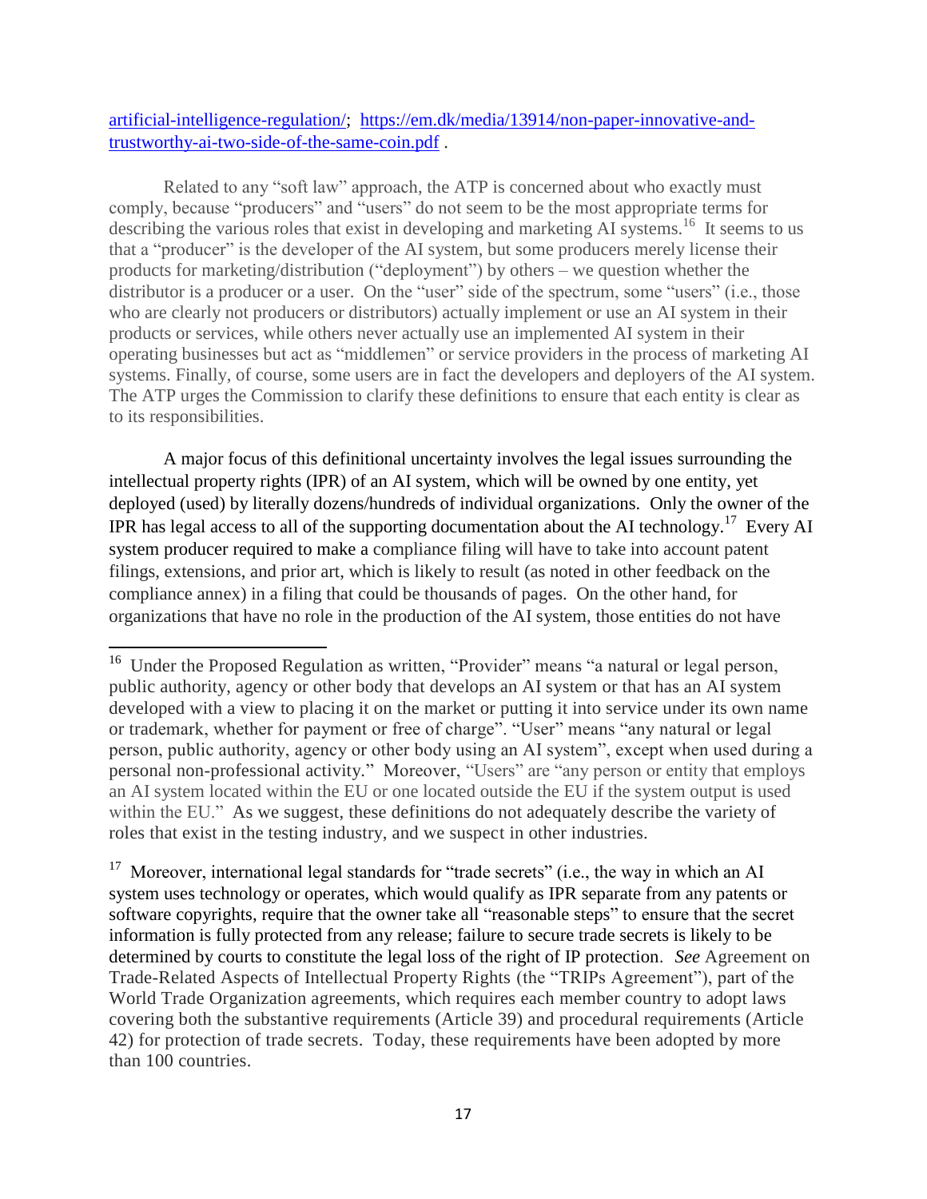artificial-intelligence-regulation/; https://em.dk/media/13914/non-paper-innovative-and-trustworthy-ai-two-side-of-the-same-coin.pdf .

Related to any "soft law" approach, the ATP is concerned about who exactly must comply, because "producers" and "users" do not seem to be the most appropriate terms for describing the various roles that exist in developing and marketing AI systems.[16] It seems to us that a "producer" is the developer of the AI system, but some producers merely license their products for marketing/distribution ("deployment") by others – we question whether the distributor is a producer or a user. On the "user" side of the spectrum, some "users" (i.e., those who are clearly not producers or distributors) actually implement or use an AI system in their products or services, while others never actually use an implemented AI system in their operating businesses but act as "middlemen" or service providers in the process of marketing AI systems. Finally, of course, some users are in fact the developers and deployers of the AI system. The ATP urges the Commission to clarify these definitions to ensure that each entity is clear as to its responsibilities.

A major focus of this definitional uncertainty involves the legal issues surrounding the intellectual property rights (IPR) of an AI system, which will be owned by one entity, yet deployed (used) by literally dozens/hundreds of individual organizations. Only the owner of the IPR has legal access to all of the supporting documentation about the AI technology.[17] Every AI system producer required to make a compliance filing will have to take into account patent filings, extensions, and prior art, which is likely to result (as noted in other feedback on the compliance annex) in a filing that could be thousands of pages. On the other hand, for organizations that have no role in the production of the AI system, those entities do not have

---

[16] Under the Proposed Regulation as written, "Provider" means "a natural or legal person, public authority, agency or other body that develops an AI system or that has an AI system developed with a view to placing it on the market or putting it into service under its own name or trademark, whether for payment or free of charge". "User" means "any natural or legal person, public authority, agency or other body using an AI system", except when used during a personal non-professional activity." Moreover, "Users" are "any person or entity that employs an AI system located within the EU or one located outside the EU if the system output is used within the EU." As we suggest, these definitions do not adequately describe the variety of roles that exist in the testing industry, and we suspect in other industries.

[17] Moreover, international legal standards for "trade secrets" (i.e., the way in which an AI system uses technology or operates, which would qualify as IPR separate from any patents or software copyrights, require that the owner take all "reasonable steps" to ensure that the secret information is fully protected from any release; failure to secure trade secrets is likely to be determined by courts to constitute the legal loss of the right of IP protection. *See* Agreement on Trade-Related Aspects of Intellectual Property Rights (the "TRIPs Agreement"), part of the World Trade Organization agreements, which requires each member country to adopt laws covering both the substantive requirements (Article 39) and procedural requirements (Article 42) for protection of trade secrets. Today, these requirements have been adopted by more than 100 countries.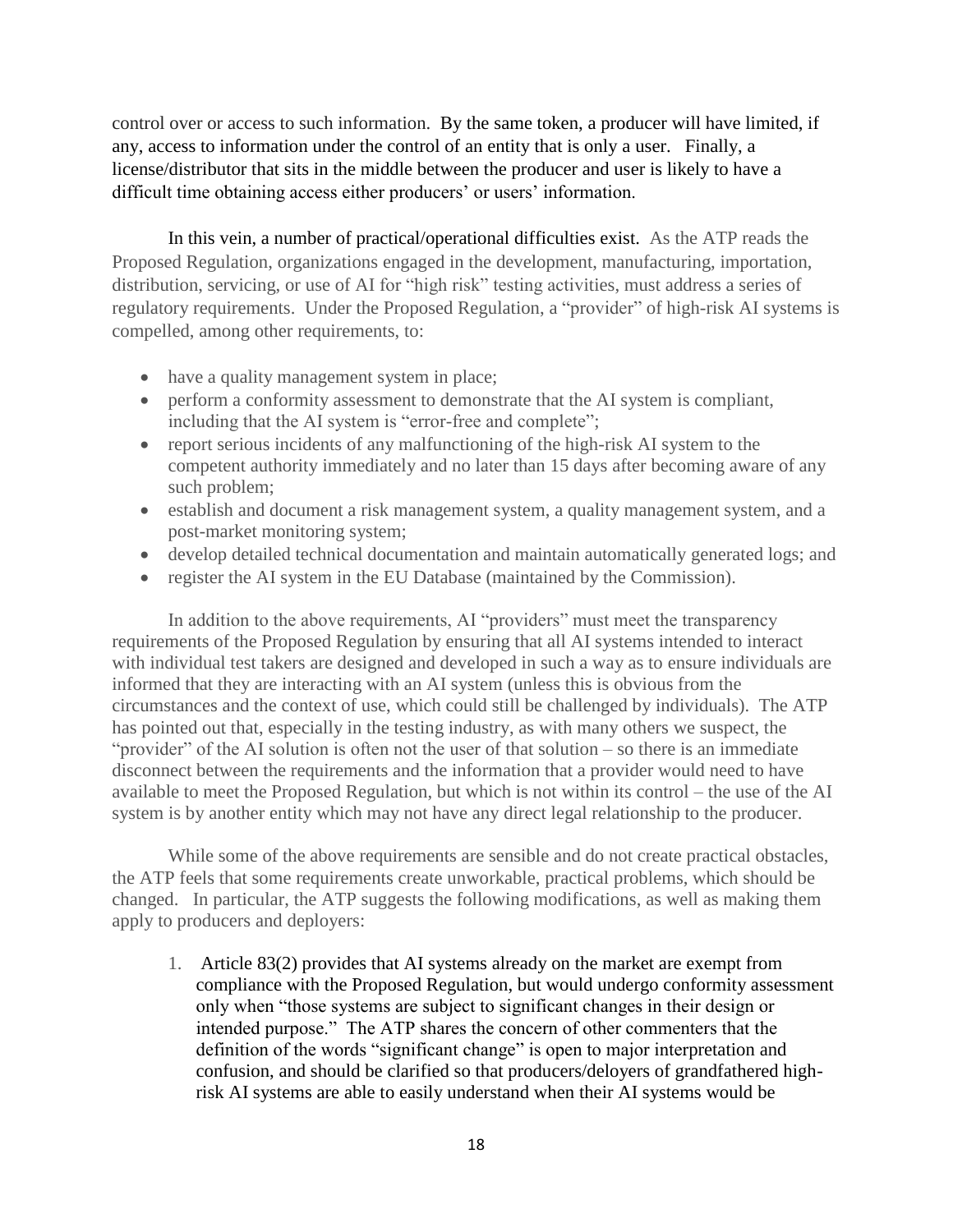control over or access to such information. By the same token, a producer will have limited, if any, access to information under the control of an entity that is only a user. Finally, a license/distributor that sits in the middle between the producer and user is likely to have a difficult time obtaining access either producers' or users' information.

In this vein, a number of practical/operational difficulties exist. As the ATP reads the Proposed Regulation, organizations engaged in the development, manufacturing, importation, distribution, servicing, or use of AI for "high risk" testing activities, must address a series of regulatory requirements. Under the Proposed Regulation, a "provider" of high-risk AI systems is compelled, among other requirements, to:

- have a quality management system in place;
- perform a conformity assessment to demonstrate that the AI system is compliant, including that the AI system is "error-free and complete";
- report serious incidents of any malfunctioning of the high-risk AI system to the competent authority immediately and no later than 15 days after becoming aware of any such problem;
- establish and document a risk management system, a quality management system, and a post-market monitoring system;
- develop detailed technical documentation and maintain automatically generated logs; and
- register the AI system in the EU Database (maintained by the Commission).

In addition to the above requirements, AI "providers" must meet the transparency requirements of the Proposed Regulation by ensuring that all AI systems intended to interact with individual test takers are designed and developed in such a way as to ensure individuals are informed that they are interacting with an AI system (unless this is obvious from the circumstances and the context of use, which could still be challenged by individuals). The ATP has pointed out that, especially in the testing industry, as with many others we suspect, the "provider" of the AI solution is often not the user of that solution – so there is an immediate disconnect between the requirements and the information that a provider would need to have available to meet the Proposed Regulation, but which is not within its control – the use of the AI system is by another entity which may not have any direct legal relationship to the producer.

While some of the above requirements are sensible and do not create practical obstacles, the ATP feels that some requirements create unworkable, practical problems, which should be changed. In particular, the ATP suggests the following modifications, as well as making them apply to producers and deployers:

1. Article 83(2) provides that AI systems already on the market are exempt from compliance with the Proposed Regulation, but would undergo conformity assessment only when "those systems are subject to significant changes in their design or intended purpose." The ATP shares the concern of other commenters that the definition of the words "significant change" is open to major interpretation and confusion, and should be clarified so that producers/deloyers of grandfathered high-risk AI systems are able to easily understand when their AI systems would be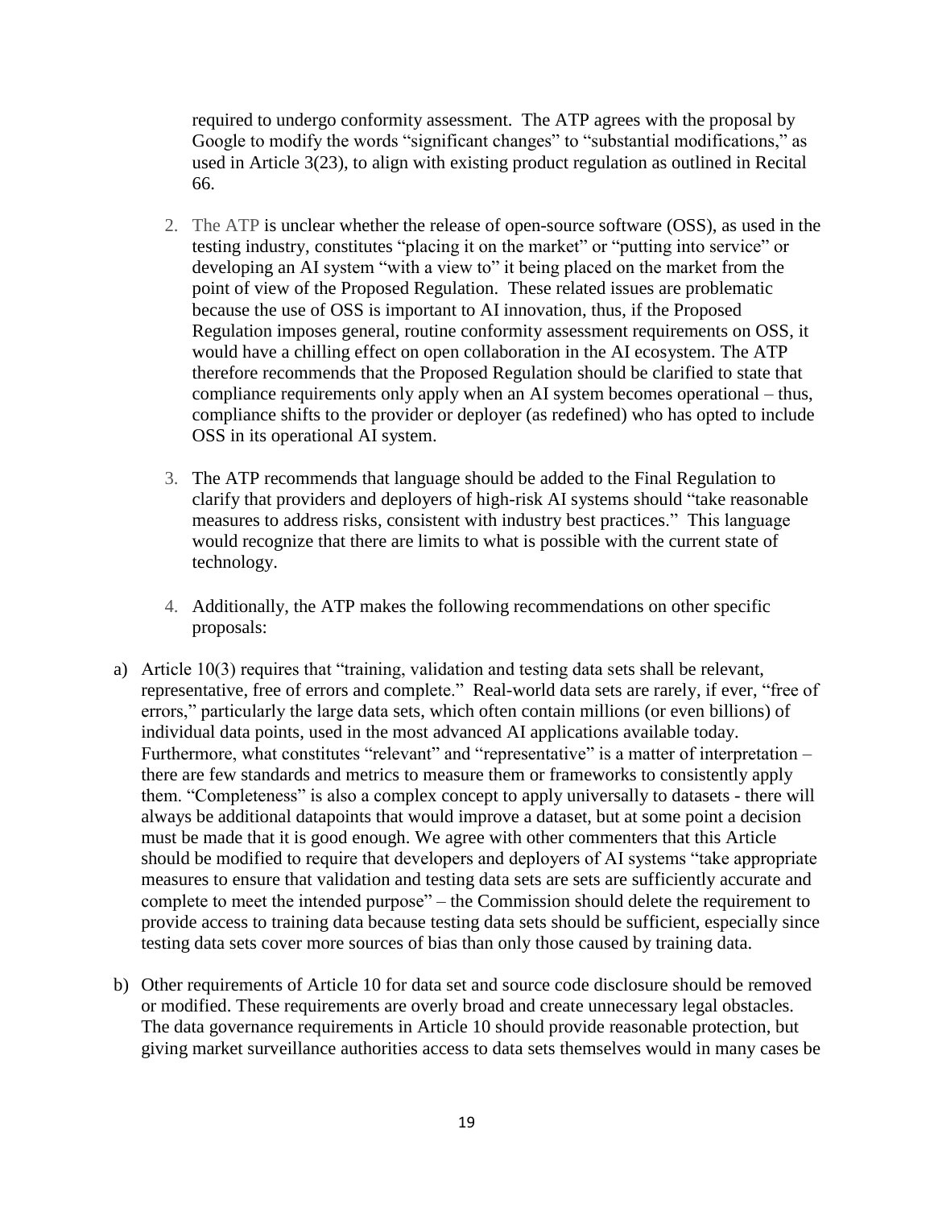required to undergo conformity assessment. The ATP agrees with the proposal by Google to modify the words "significant changes" to "substantial modifications," as used in Article 3(23), to align with existing product regulation as outlined in Recital 66.

2. The ATP is unclear whether the release of open-source software (OSS), as used in the testing industry, constitutes "placing it on the market" or "putting into service" or developing an AI system "with a view to" it being placed on the market from the point of view of the Proposed Regulation. These related issues are problematic because the use of OSS is important to AI innovation, thus, if the Proposed Regulation imposes general, routine conformity assessment requirements on OSS, it would have a chilling effect on open collaboration in the AI ecosystem. The ATP therefore recommends that the Proposed Regulation should be clarified to state that compliance requirements only apply when an AI system becomes operational – thus, compliance shifts to the provider or deployer (as redefined) who has opted to include OSS in its operational AI system.

3. The ATP recommends that language should be added to the Final Regulation to clarify that providers and deployers of high-risk AI systems should "take reasonable measures to address risks, consistent with industry best practices." This language would recognize that there are limits to what is possible with the current state of technology.

4. Additionally, the ATP makes the following recommendations on other specific proposals:

a) Article 10(3) requires that "training, validation and testing data sets shall be relevant, representative, free of errors and complete." Real-world data sets are rarely, if ever, "free of errors," particularly the large data sets, which often contain millions (or even billions) of individual data points, used in the most advanced AI applications available today. Furthermore, what constitutes "relevant" and "representative" is a matter of interpretation – there are few standards and metrics to measure them or frameworks to consistently apply them. "Completeness" is also a complex concept to apply universally to datasets - there will always be additional datapoints that would improve a dataset, but at some point a decision must be made that it is good enough. We agree with other commenters that this Article should be modified to require that developers and deployers of AI systems "take appropriate measures to ensure that validation and testing data sets are sets are sufficiently accurate and complete to meet the intended purpose" – the Commission should delete the requirement to provide access to training data because testing data sets should be sufficient, especially since testing data sets cover more sources of bias than only those caused by training data.

b) Other requirements of Article 10 for data set and source code disclosure should be removed or modified. These requirements are overly broad and create unnecessary legal obstacles. The data governance requirements in Article 10 should provide reasonable protection, but giving market surveillance authorities access to data sets themselves would in many cases be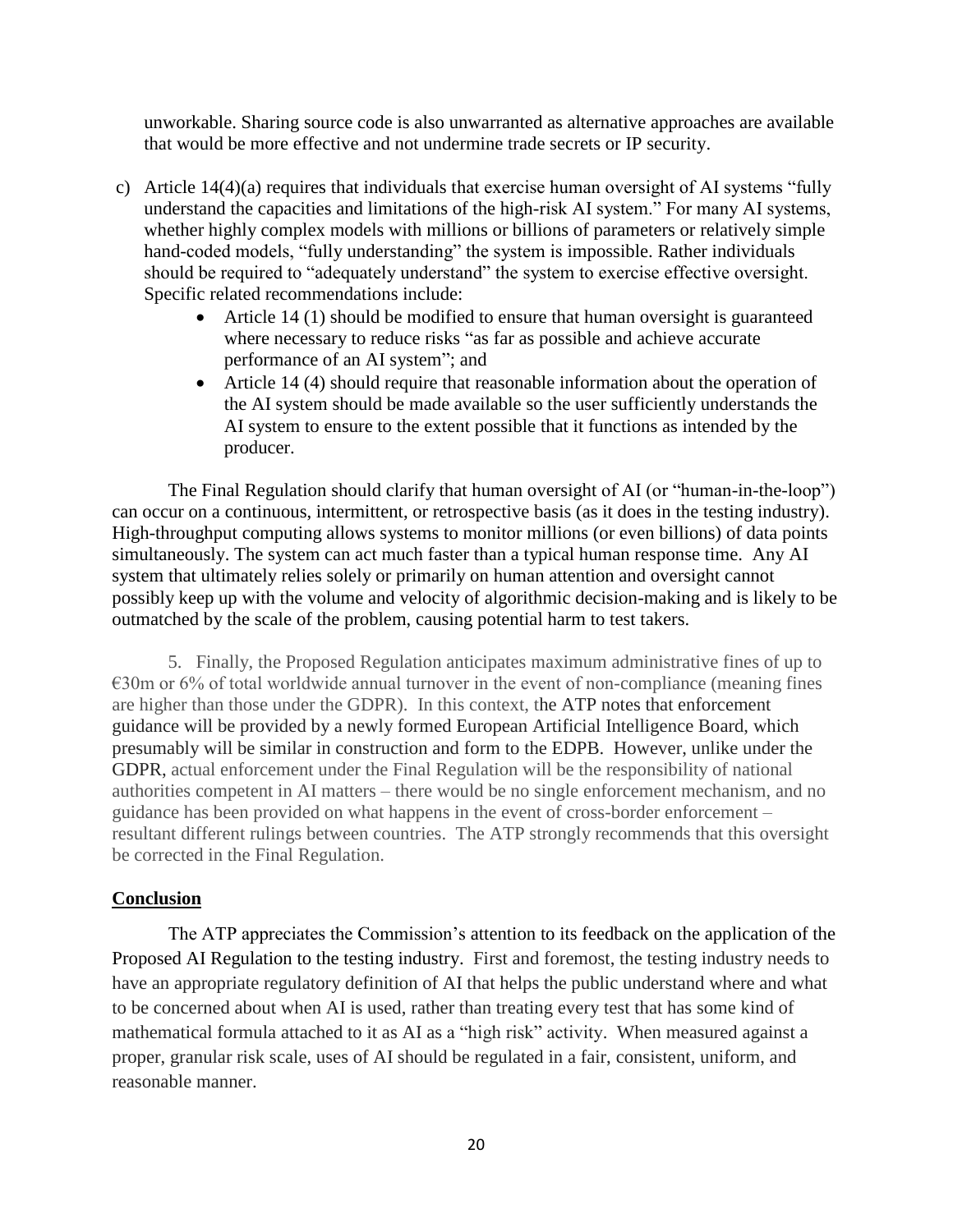unworkable. Sharing source code is also unwarranted as alternative approaches are available that would be more effective and not undermine trade secrets or IP security.

c) Article 14(4)(a) requires that individuals that exercise human oversight of AI systems "fully understand the capacities and limitations of the high-risk AI system." For many AI systems, whether highly complex models with millions or billions of parameters or relatively simple hand-coded models, "fully understanding" the system is impossible. Rather individuals should be required to "adequately understand" the system to exercise effective oversight. Specific related recommendations include:
   - Article 14 (1) should be modified to ensure that human oversight is guaranteed where necessary to reduce risks "as far as possible and achieve accurate performance of an AI system"; and
   - Article 14 (4) should require that reasonable information about the operation of the AI system should be made available so the user sufficiently understands the AI system to ensure to the extent possible that it functions as intended by the producer.

The Final Regulation should clarify that human oversight of AI (or "human-in-the-loop") can occur on a continuous, intermittent, or retrospective basis (as it does in the testing industry). High-throughput computing allows systems to monitor millions (or even billions) of data points simultaneously. The system can act much faster than a typical human response time. Any AI system that ultimately relies solely or primarily on human attention and oversight cannot possibly keep up with the volume and velocity of algorithmic decision-making and is likely to be outmatched by the scale of the problem, causing potential harm to test takers.

5. Finally, the Proposed Regulation anticipates maximum administrative fines of up to €30m or 6% of total worldwide annual turnover in the event of non-compliance (meaning fines are higher than those under the GDPR). In this context, the ATP notes that enforcement guidance will be provided by a newly formed European Artificial Intelligence Board, which presumably will be similar in construction and form to the EDPB. However, unlike under the GDPR, actual enforcement under the Final Regulation will be the responsibility of national authorities competent in AI matters – there would be no single enforcement mechanism, and no guidance has been provided on what happens in the event of cross-border enforcement – resultant different rulings between countries. The ATP strongly recommends that this oversight be corrected in the Final Regulation.

## Conclusion

The ATP appreciates the Commission's attention to its feedback on the application of the Proposed AI Regulation to the testing industry. First and foremost, the testing industry needs to have an appropriate regulatory definition of AI that helps the public understand where and what to be concerned about when AI is used, rather than treating every test that has some kind of mathematical formula attached to it as AI as a "high risk" activity. When measured against a proper, granular risk scale, uses of AI should be regulated in a fair, consistent, uniform, and reasonable manner.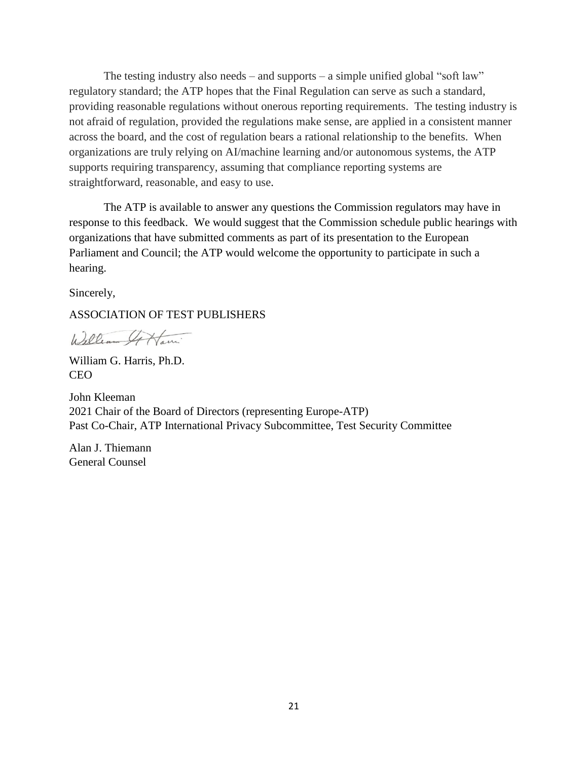The testing industry also needs – and supports – a simple unified global "soft law" regulatory standard; the ATP hopes that the Final Regulation can serve as such a standard, providing reasonable regulations without onerous reporting requirements. The testing industry is not afraid of regulation, provided the regulations make sense, are applied in a consistent manner across the board, and the cost of regulation bears a rational relationship to the benefits. When organizations are truly relying on AI/machine learning and/or autonomous systems, the ATP supports requiring transparency, assuming that compliance reporting systems are straightforward, reasonable, and easy to use.

The ATP is available to answer any questions the Commission regulators may have in response to this feedback. We would suggest that the Commission schedule public hearings with organizations that have submitted comments as part of its presentation to the European Parliament and Council; the ATP would welcome the opportunity to participate in such a hearing.

Sincerely,

ASSOCIATION OF TEST PUBLISHERS

William G. Harris, Ph.D.
CEO

John Kleeman
2021 Chair of the Board of Directors (representing Europe-ATP)
Past Co-Chair, ATP International Privacy Subcommittee, Test Security Committee

Alan J. Thiemann
General Counsel